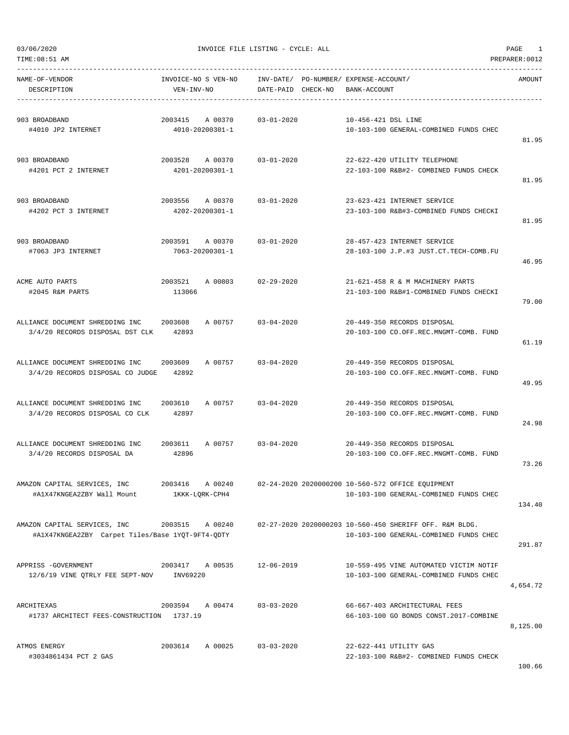03/06/2020 INVOICE FILE LISTING - CYCLE: ALL

TIME:08:51 AM PREPARER:0012

| NAME-OF-VENDOR DESCRIPTION | INVOICE-NO S VEN-NO VEN-INV-NO | INV-DATE/ DATE-PAID | PO-NUMBER/ CHECK-NO | EXPENSE-ACCOUNT/ BANK-ACCOUNT | AMOUNT |
|---|---|---|---|---|---|
| 903 BROADBAND<br>#4010 JP2 INTERNET | 2003415 A 00370<br>4010-20200301-1 | 03-01-2020 | | 10-456-421 DSL LINE<br>10-103-100 GENERAL-COMBINED FUNDS CHEC | 81.95 |
| 903 BROADBAND<br>#4201 PCT 2 INTERNET | 2003528 A 00370<br>4201-20200301-1 | 03-01-2020 | | 22-622-420 UTILITY TELEPHONE<br>22-103-100 R&B#2- COMBINED FUNDS CHECK | 81.95 |
| 903 BROADBAND<br>#4202 PCT 3 INTERNET | 2003556 A 00370<br>4202-20200301-1 | 03-01-2020 | | 23-623-421 INTERNET SERVICE<br>23-103-100 R&B#3-COMBINED FUNDS CHECKI | 81.95 |
| 903 BROADBAND<br>#7063 JP3 INTERNET | 2003591 A 00370<br>7063-20200301-1 | 03-01-2020 | | 28-457-423 INTERNET SERVICE<br>28-103-100 J.P.#3 JUST.CT.TECH-COMB.FU | 46.95 |
| ACME AUTO PARTS<br>#2045 R&M PARTS | 2003521 A 00803<br>113066 | 02-29-2020 | | 21-621-458 R & M MACHINERY PARTS<br>21-103-100 R&B#1-COMBINED FUNDS CHECKI | 79.00 |
| ALLIANCE DOCUMENT SHREDDING INC<br>3/4/20 RECORDS DISPOSAL DST CLK | 2003608 A 00757<br>42893 | 03-04-2020 | | 20-449-350 RECORDS DISPOSAL<br>20-103-100 CO.OFF.REC.MNGMT-COMB. FUND | 61.19 |
| ALLIANCE DOCUMENT SHREDDING INC<br>3/4/20 RECORDS DISPOSAL CO JUDGE | 2003609 A 00757<br>42892 | 03-04-2020 | | 20-449-350 RECORDS DISPOSAL<br>20-103-100 CO.OFF.REC.MNGMT-COMB. FUND | 49.95 |
| ALLIANCE DOCUMENT SHREDDING INC<br>3/4/20 RECORDS DISPOSAL CO CLK | 2003610 A 00757<br>42897 | 03-04-2020 | | 20-449-350 RECORDS DISPOSAL<br>20-103-100 CO.OFF.REC.MNGMT-COMB. FUND | 24.98 |
| ALLIANCE DOCUMENT SHREDDING INC<br>3/4/20 RECORDS DISPOSAL DA | 2003611 A 00757<br>42896 | 03-04-2020 | | 20-449-350 RECORDS DISPOSAL<br>20-103-100 CO.OFF.REC.MNGMT-COMB. FUND | 73.26 |
| AMAZON CAPITAL SERVICES, INC<br>#A1X47KNGEA2ZBY Wall Mount | 2003416 A 00240<br>1KKK-LQRK-CPH4 | 02-24-2020 | 2020000200 | 10-560-572 OFFICE EQUIPMENT<br>10-103-100 GENERAL-COMBINED FUNDS CHEC | 134.40 |
| AMAZON CAPITAL SERVICES, INC<br>#A1X47KNGEA2ZBY Carpet Tiles/Base | 2003515 A 00240<br>1YQT-9FT4-QDTY | 02-27-2020 | 2020000203 | 10-560-450 SHERIFF OFF. R&M BLDG.<br>10-103-100 GENERAL-COMBINED FUNDS CHEC | 291.87 |
| APPRISS -GOVERNMENT<br>12/6/19 VINE QTRLY FEE SEPT-NOV | 2003417 A 00535<br>INV69220 | 12-06-2019 | | 10-559-495 VINE AUTOMATED VICTIM NOTIF<br>10-103-100 GENERAL-COMBINED FUNDS CHEC | 4,654.72 |
| ARCHITEXAS<br>#1737 ARCHITECT FEES-CONSTRUCTION | 2003594 A 00474<br>1737.19 | 03-03-2020 | | 66-667-403 ARCHITECTURAL FEES<br>66-103-100 GO BONDS CONST.2017-COMBINE | 8,125.00 |
| ATMOS ENERGY<br>#3034861434 PCT 2 GAS | 2003614 A 00025 | 03-03-2020 | | 22-622-441 UTILITY GAS<br>22-103-100 R&B#2- COMBINED FUNDS CHECK | 100.66 |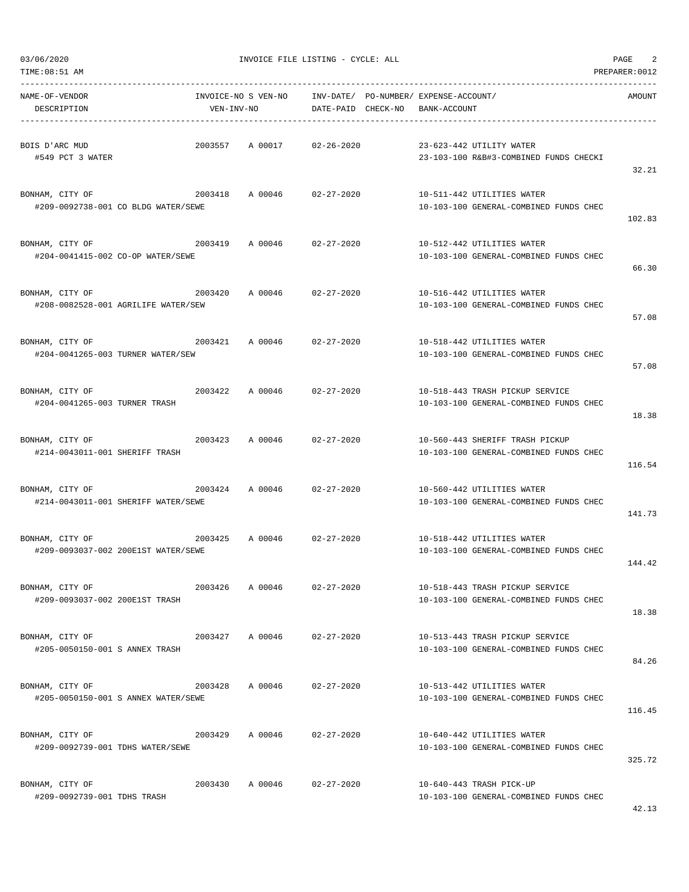03/06/2020 INVOICE FILE LISTING - CYCLE: ALL
TIME:08:51 AM PREPARER:0012

| NAME-OF-VENDOR / DESCRIPTION | INVOICE-NO | S VEN-NO / VEN-INV-NO | INV-DATE/ DATE-PAID | PO-NUMBER/ CHECK-NO | EXPENSE-ACCOUNT/ BANK-ACCOUNT | AMOUNT |
|---|---|---|---|---|---|---|
| BOIS D'ARC MUD<br>#549 PCT 3 WATER | 2003557 | A 00017 | 02-26-2020 | | 23-623-442 UTILITY WATER<br>23-103-100 R&B#3-COMBINED FUNDS CHECKI | 32.21 |
| BONHAM, CITY OF<br>#209-0092738-001 CO BLDG WATER/SEWE | 2003418 | A 00046 | 02-27-2020 | | 10-511-442 UTILITIES WATER<br>10-103-100 GENERAL-COMBINED FUNDS CHEC | 102.83 |
| BONHAM, CITY OF<br>#204-0041415-002 CO-OP WATER/SEWE | 2003419 | A 00046 | 02-27-2020 | | 10-512-442 UTILITIES WATER<br>10-103-100 GENERAL-COMBINED FUNDS CHEC | 66.30 |
| BONHAM, CITY OF<br>#208-0082528-001 AGRILIFE WATER/SEW | 2003420 | A 00046 | 02-27-2020 | | 10-516-442 UTILITIES WATER<br>10-103-100 GENERAL-COMBINED FUNDS CHEC | 57.08 |
| BONHAM, CITY OF<br>#204-0041265-003 TURNER WATER/SEW | 2003421 | A 00046 | 02-27-2020 | | 10-518-442 UTILITIES WATER<br>10-103-100 GENERAL-COMBINED FUNDS CHEC | 57.08 |
| BONHAM, CITY OF<br>#204-0041265-003 TURNER TRASH | 2003422 | A 00046 | 02-27-2020 | | 10-518-443 TRASH PICKUP SERVICE<br>10-103-100 GENERAL-COMBINED FUNDS CHEC | 18.38 |
| BONHAM, CITY OF<br>#214-0043011-001 SHERIFF TRASH | 2003423 | A 00046 | 02-27-2020 | | 10-560-443 SHERIFF TRASH PICKUP<br>10-103-100 GENERAL-COMBINED FUNDS CHEC | 116.54 |
| BONHAM, CITY OF<br>#214-0043011-001 SHERIFF WATER/SEWE | 2003424 | A 00046 | 02-27-2020 | | 10-560-442 UTILITIES WATER<br>10-103-100 GENERAL-COMBINED FUNDS CHEC | 141.73 |
| BONHAM, CITY OF<br>#209-0093037-002 200E1ST WATER/SEWE | 2003425 | A 00046 | 02-27-2020 | | 10-518-442 UTILITIES WATER<br>10-103-100 GENERAL-COMBINED FUNDS CHEC | 144.42 |
| BONHAM, CITY OF<br>#209-0093037-002 200E1ST TRASH | 2003426 | A 00046 | 02-27-2020 | | 10-518-443 TRASH PICKUP SERVICE<br>10-103-100 GENERAL-COMBINED FUNDS CHEC | 18.38 |
| BONHAM, CITY OF<br>#205-0050150-001 S ANNEX TRASH | 2003427 | A 00046 | 02-27-2020 | | 10-513-443 TRASH PICKUP SERVICE<br>10-103-100 GENERAL-COMBINED FUNDS CHEC | 84.26 |
| BONHAM, CITY OF<br>#205-0050150-001 S ANNEX WATER/SEWE | 2003428 | A 00046 | 02-27-2020 | | 10-513-442 UTILITIES WATER<br>10-103-100 GENERAL-COMBINED FUNDS CHEC | 116.45 |
| BONHAM, CITY OF<br>#209-0092739-001 TDHS WATER/SEWE | 2003429 | A 00046 | 02-27-2020 | | 10-640-442 UTILITIES WATER<br>10-103-100 GENERAL-COMBINED FUNDS CHEC | 325.72 |
| BONHAM, CITY OF<br>#209-0092739-001 TDHS TRASH | 2003430 | A 00046 | 02-27-2020 | | 10-640-443 TRASH PICK-UP<br>10-103-100 GENERAL-COMBINED FUNDS CHEC | 42.13 |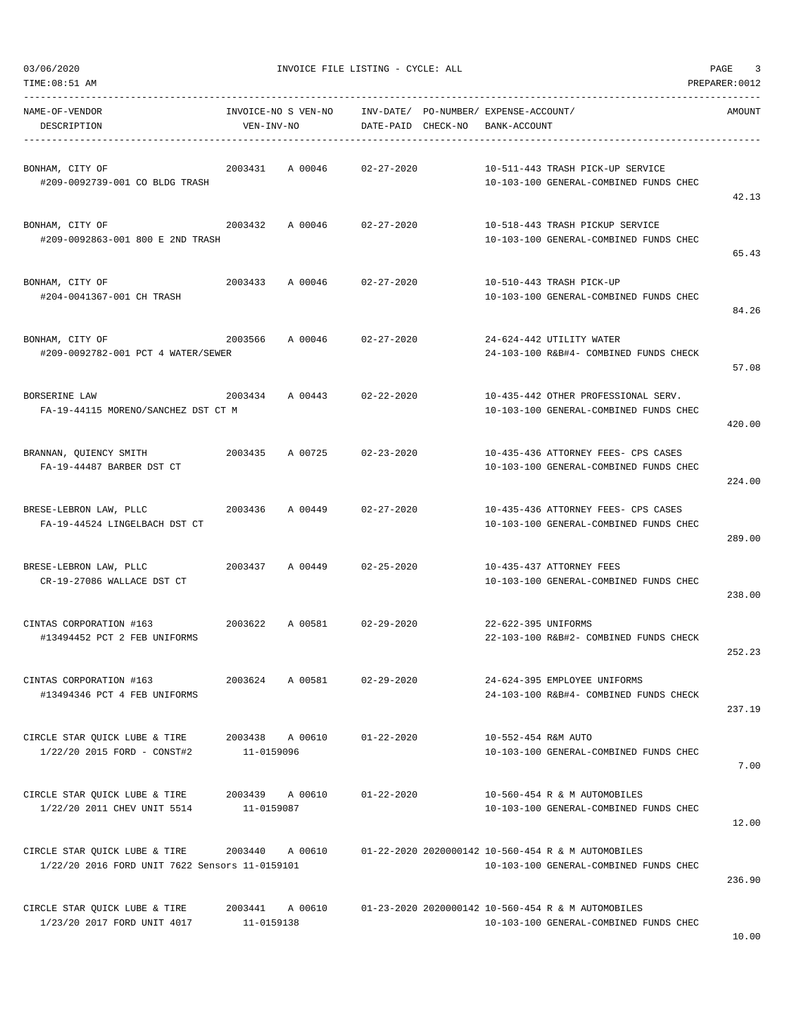| NAME-OF-VENDOR<br>DESCRIPTION | INVOICE-NO S VEN-NO<br>VEN-INV-NO | INV-DATE/<br>DATE-PAID | PO-NUMBER/<br>CHECK-NO | EXPENSE-ACCOUNT/<br>BANK-ACCOUNT | AMOUNT |
|---|---|---|---|---|---|
| BONHAM, CITY OF<br>#209-0092739-001 CO BLDG TRASH | 2003431 A 00046 | 02-27-2020 | | 10-511-443 TRASH PICK-UP SERVICE<br>10-103-100 GENERAL-COMBINED FUNDS CHEC | 42.13 |
| BONHAM, CITY OF<br>#209-0092863-001 800 E 2ND TRASH | 2003432 A 00046 | 02-27-2020 | | 10-518-443 TRASH PICKUP SERVICE<br>10-103-100 GENERAL-COMBINED FUNDS CHEC | 65.43 |
| BONHAM, CITY OF<br>#204-0041367-001 CH TRASH | 2003433 A 00046 | 02-27-2020 | | 10-510-443 TRASH PICK-UP<br>10-103-100 GENERAL-COMBINED FUNDS CHEC | 84.26 |
| BONHAM, CITY OF<br>#209-0092782-001 PCT 4 WATER/SEWER | 2003566 A 00046 | 02-27-2020 | | 24-624-442 UTILITY WATER<br>24-103-100 R&B#4- COMBINED FUNDS CHECK | 57.08 |
| BORSERINE LAW<br>FA-19-44115 MORENO/SANCHEZ DST CT M | 2003434 A 00443 | 02-22-2020 | | 10-435-442 OTHER PROFESSIONAL SERV.<br>10-103-100 GENERAL-COMBINED FUNDS CHEC | 420.00 |
| BRANNAN, QUIENCY SMITH<br>FA-19-44487 BARBER DST CT | 2003435 A 00725 | 02-23-2020 | | 10-435-436 ATTORNEY FEES- CPS CASES<br>10-103-100 GENERAL-COMBINED FUNDS CHEC | 224.00 |
| BRESE-LEBRON LAW, PLLC<br>FA-19-44524 LINGELBACH DST CT | 2003436 A 00449 | 02-27-2020 | | 10-435-436 ATTORNEY FEES- CPS CASES<br>10-103-100 GENERAL-COMBINED FUNDS CHEC | 289.00 |
| BRESE-LEBRON LAW, PLLC<br>CR-19-27086 WALLACE DST CT | 2003437 A 00449 | 02-25-2020 | | 10-435-437 ATTORNEY FEES<br>10-103-100 GENERAL-COMBINED FUNDS CHEC | 238.00 |
| CINTAS CORPORATION #163<br>#13494452 PCT 2 FEB UNIFORMS | 2003622 A 00581 | 02-29-2020 | | 22-622-395 UNIFORMS<br>22-103-100 R&B#2- COMBINED FUNDS CHECK | 252.23 |
| CINTAS CORPORATION #163<br>#13494346 PCT 4 FEB UNIFORMS | 2003624 A 00581 | 02-29-2020 | | 24-624-395 EMPLOYEE UNIFORMS<br>24-103-100 R&B#4- COMBINED FUNDS CHECK | 237.19 |
| CIRCLE STAR QUICK LUBE & TIRE<br>1/22/20 2015 FORD - CONST#2 | 2003438 A 00610<br>11-0159096 | 01-22-2020 | | 10-552-454 R&M AUTO<br>10-103-100 GENERAL-COMBINED FUNDS CHEC | 7.00 |
| CIRCLE STAR QUICK LUBE & TIRE<br>1/22/20 2011 CHEV UNIT 5514 | 2003439 A 00610<br>11-0159087 | 01-22-2020 | | 10-560-454 R & M AUTOMOBILES<br>10-103-100 GENERAL-COMBINED FUNDS CHEC | 12.00 |
| CIRCLE STAR QUICK LUBE & TIRE<br>1/22/20 2016 FORD UNIT 7622 Sensors | 2003440 A 00610<br>11-0159101 | 01-22-2020 | 2020000142 | 10-560-454 R & M AUTOMOBILES<br>10-103-100 GENERAL-COMBINED FUNDS CHEC | 236.90 |
| CIRCLE STAR QUICK LUBE & TIRE<br>1/23/20 2017 FORD UNIT 4017 | 2003441 A 00610<br>11-0159138 | 01-23-2020 | 2020000142 | 10-560-454 R & M AUTOMOBILES<br>10-103-100 GENERAL-COMBINED FUNDS CHEC | 10.00 |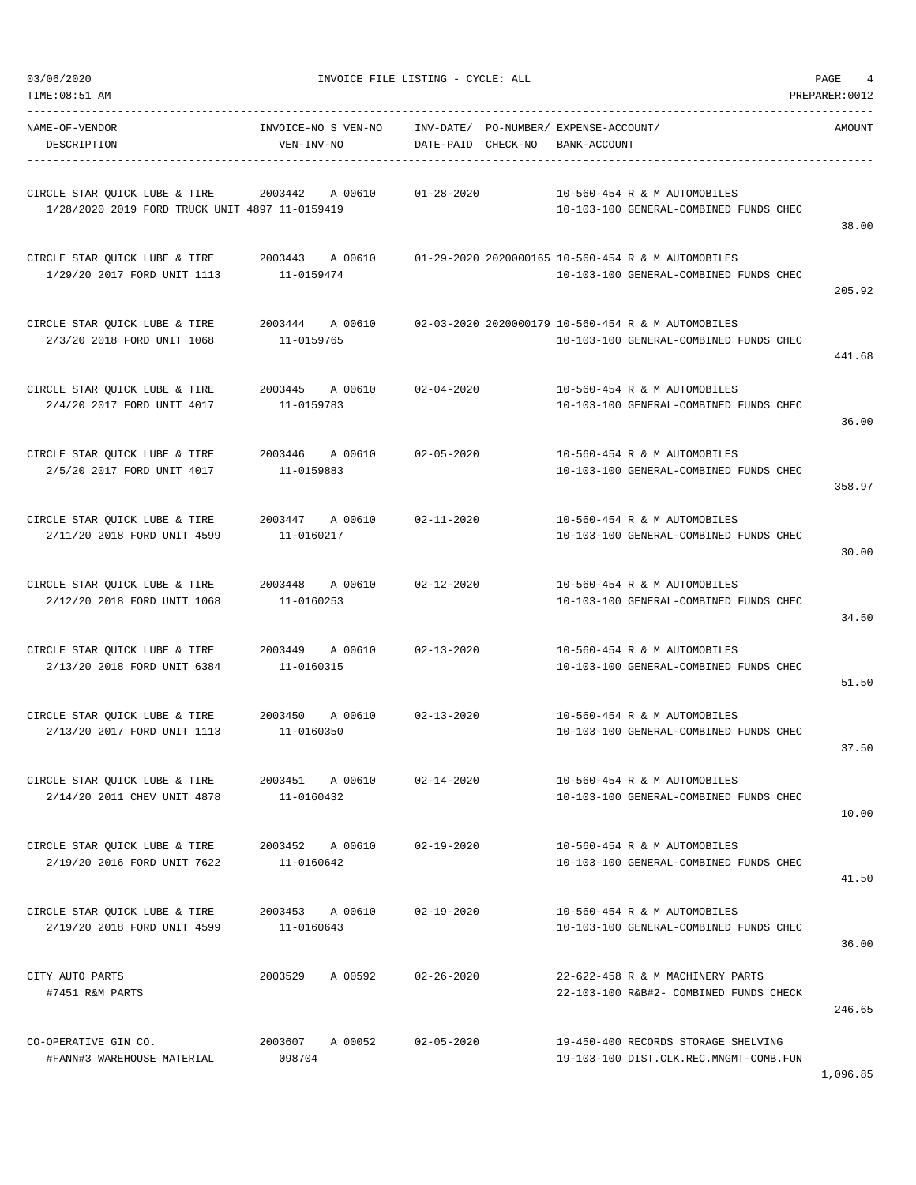03/06/2020 INVOICE FILE LISTING - CYCLE: ALL

TIME:08:51 AM PREPARER:0012

| NAME-OF-VENDOR / DESCRIPTION | INVOICE-NO S VEN-NO / VEN-INV-NO | INV-DATE/ DATE-PAID | PO-NUMBER/ CHECK-NO | EXPENSE-ACCOUNT/ BANK-ACCOUNT | AMOUNT |
|---|---|---|---|---|---|
| CIRCLE STAR QUICK LUBE & TIRE<br>1/28/2020 2019 FORD TRUCK UNIT 4897 | 2003442 A 00610<br>11-0159419 | 01-28-2020 | | 10-560-454 R & M AUTOMOBILES<br>10-103-100 GENERAL-COMBINED FUNDS CHEC | 38.00 |
| CIRCLE STAR QUICK LUBE & TIRE<br>1/29/20 2017 FORD UNIT 1113 | 2003443 A 00610<br>11-0159474 | 01-29-2020 | 2020000165 | 10-560-454 R & M AUTOMOBILES<br>10-103-100 GENERAL-COMBINED FUNDS CHEC | 205.92 |
| CIRCLE STAR QUICK LUBE & TIRE<br>2/3/20 2018 FORD UNIT 1068 | 2003444 A 00610<br>11-0159765 | 02-03-2020 | 2020000179 | 10-560-454 R & M AUTOMOBILES<br>10-103-100 GENERAL-COMBINED FUNDS CHEC | 441.68 |
| CIRCLE STAR QUICK LUBE & TIRE<br>2/4/20 2017 FORD UNIT 4017 | 2003445 A 00610<br>11-0159783 | 02-04-2020 | | 10-560-454 R & M AUTOMOBILES<br>10-103-100 GENERAL-COMBINED FUNDS CHEC | 36.00 |
| CIRCLE STAR QUICK LUBE & TIRE<br>2/5/20 2017 FORD UNIT 4017 | 2003446 A 00610<br>11-0159883 | 02-05-2020 | | 10-560-454 R & M AUTOMOBILES<br>10-103-100 GENERAL-COMBINED FUNDS CHEC | 358.97 |
| CIRCLE STAR QUICK LUBE & TIRE<br>2/11/20 2018 FORD UNIT 4599 | 2003447 A 00610<br>11-0160217 | 02-11-2020 | | 10-560-454 R & M AUTOMOBILES<br>10-103-100 GENERAL-COMBINED FUNDS CHEC | 30.00 |
| CIRCLE STAR QUICK LUBE & TIRE<br>2/12/20 2018 FORD UNIT 1068 | 2003448 A 00610<br>11-0160253 | 02-12-2020 | | 10-560-454 R & M AUTOMOBILES<br>10-103-100 GENERAL-COMBINED FUNDS CHEC | 34.50 |
| CIRCLE STAR QUICK LUBE & TIRE<br>2/13/20 2018 FORD UNIT 6384 | 2003449 A 00610<br>11-0160315 | 02-13-2020 | | 10-560-454 R & M AUTOMOBILES<br>10-103-100 GENERAL-COMBINED FUNDS CHEC | 51.50 |
| CIRCLE STAR QUICK LUBE & TIRE<br>2/13/20 2017 FORD UNIT 1113 | 2003450 A 00610<br>11-0160350 | 02-13-2020 | | 10-560-454 R & M AUTOMOBILES<br>10-103-100 GENERAL-COMBINED FUNDS CHEC | 37.50 |
| CIRCLE STAR QUICK LUBE & TIRE<br>2/14/20 2011 CHEV UNIT 4878 | 2003451 A 00610<br>11-0160432 | 02-14-2020 | | 10-560-454 R & M AUTOMOBILES<br>10-103-100 GENERAL-COMBINED FUNDS CHEC | 10.00 |
| CIRCLE STAR QUICK LUBE & TIRE<br>2/19/20 2016 FORD UNIT 7622 | 2003452 A 00610<br>11-0160642 | 02-19-2020 | | 10-560-454 R & M AUTOMOBILES<br>10-103-100 GENERAL-COMBINED FUNDS CHEC | 41.50 |
| CIRCLE STAR QUICK LUBE & TIRE<br>2/19/20 2018 FORD UNIT 4599 | 2003453 A 00610<br>11-0160643 | 02-19-2020 | | 10-560-454 R & M AUTOMOBILES<br>10-103-100 GENERAL-COMBINED FUNDS CHEC | 36.00 |
| CITY AUTO PARTS<br>#7451 R&M PARTS | 2003529 A 00592 | 02-26-2020 | | 22-622-458 R & M MACHINERY PARTS<br>22-103-100 R&B#2- COMBINED FUNDS CHECK | 246.65 |
| CO-OPERATIVE GIN CO.<br>#FANN#3 WAREHOUSE MATERIAL | 2003607 A 00052<br>098704 | 02-05-2020 | | 19-450-400 RECORDS STORAGE SHELVING<br>19-103-100 DIST.CLK.REC.MNGMT-COMB.FUN | 1,096.85 |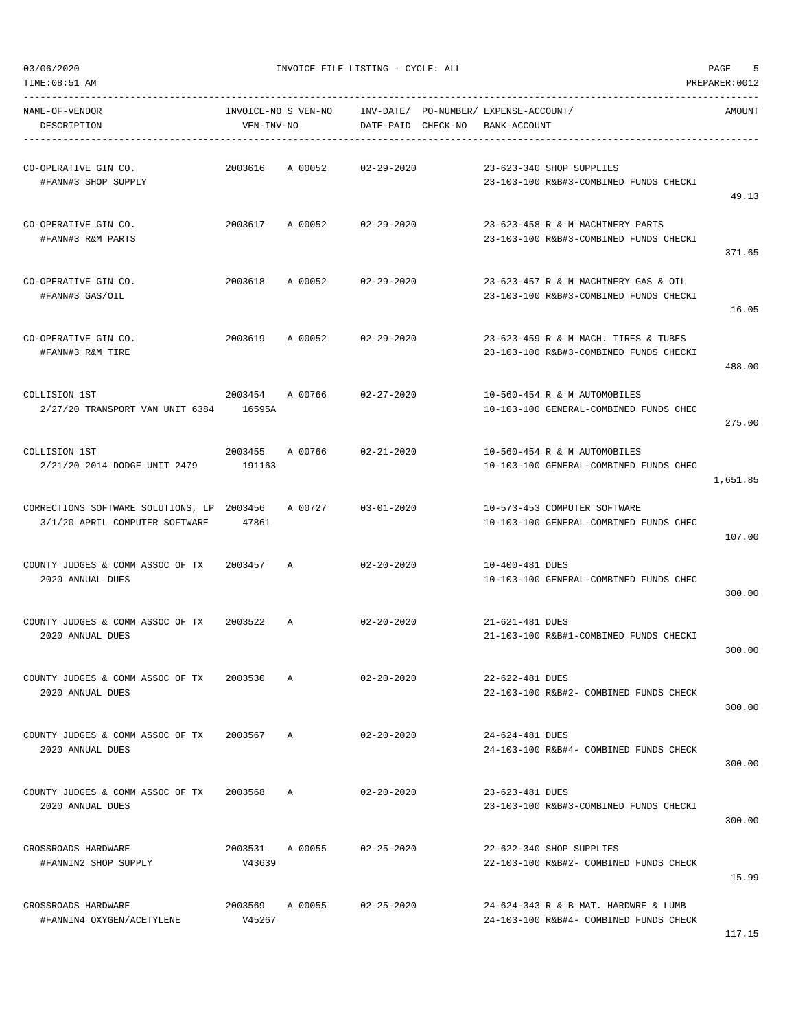03/06/2020 INVOICE FILE LISTING - CYCLE: ALL

TIME:08:51 AM PREPARER:0012

| NAME-OF-VENDOR / DESCRIPTION | INVOICE-NO / VEN-INV-NO | S | VEN-NO | INV-DATE/ DATE-PAID | PO-NUMBER/ CHECK-NO | EXPENSE-ACCOUNT/ BANK-ACCOUNT | AMOUNT |
|---|---|---|---|---|---|---|---|
| CO-OPERATIVE GIN CO.<br>#FANN#3 SHOP SUPPLY | 2003616 | A | 00052 | 02-29-2020 | | 23-623-340 SHOP SUPPLIES<br>23-103-100 R&B#3-COMBINED FUNDS CHECKI | 49.13 |
| CO-OPERATIVE GIN CO.<br>#FANN#3 R&M PARTS | 2003617 | A | 00052 | 02-29-2020 | | 23-623-458 R & M MACHINERY PARTS<br>23-103-100 R&B#3-COMBINED FUNDS CHECKI | 371.65 |
| CO-OPERATIVE GIN CO.<br>#FANN#3 GAS/OIL | 2003618 | A | 00052 | 02-29-2020 | | 23-623-457 R & M MACHINERY GAS & OIL<br>23-103-100 R&B#3-COMBINED FUNDS CHECKI | 16.05 |
| CO-OPERATIVE GIN CO.<br>#FANN#3 R&M TIRE | 2003619 | A | 00052 | 02-29-2020 | | 23-623-459 R & M MACH. TIRES & TUBES<br>23-103-100 R&B#3-COMBINED FUNDS CHECKI | 488.00 |
| COLLISION 1ST<br>2/27/20 TRANSPORT VAN UNIT 6384 | 2003454<br>16595A | A | 00766 | 02-27-2020 | | 10-560-454 R & M AUTOMOBILES<br>10-103-100 GENERAL-COMBINED FUNDS CHEC | 275.00 |
| COLLISION 1ST<br>2/21/20 2014 DODGE UNIT 2479 | 2003455<br>191163 | A | 00766 | 02-21-2020 | | 10-560-454 R & M AUTOMOBILES<br>10-103-100 GENERAL-COMBINED FUNDS CHEC | 1,651.85 |
| CORRECTIONS SOFTWARE SOLUTIONS, LP<br>3/1/20 APRIL COMPUTER SOFTWARE | 2003456<br>47861 | A | 00727 | 03-01-2020 | | 10-573-453 COMPUTER SOFTWARE<br>10-103-100 GENERAL-COMBINED FUNDS CHEC | 107.00 |
| COUNTY JUDGES & COMM ASSOC OF TX<br>2020 ANNUAL DUES | 2003457 | A | | 02-20-2020 | | 10-400-481 DUES<br>10-103-100 GENERAL-COMBINED FUNDS CHEC | 300.00 |
| COUNTY JUDGES & COMM ASSOC OF TX<br>2020 ANNUAL DUES | 2003522 | A | | 02-20-2020 | | 21-621-481 DUES<br>21-103-100 R&B#1-COMBINED FUNDS CHECKI | 300.00 |
| COUNTY JUDGES & COMM ASSOC OF TX<br>2020 ANNUAL DUES | 2003530 | A | | 02-20-2020 | | 22-622-481 DUES<br>22-103-100 R&B#2- COMBINED FUNDS CHECK | 300.00 |
| COUNTY JUDGES & COMM ASSOC OF TX<br>2020 ANNUAL DUES | 2003567 | A | | 02-20-2020 | | 24-624-481 DUES<br>24-103-100 R&B#4- COMBINED FUNDS CHECK | 300.00 |
| COUNTY JUDGES & COMM ASSOC OF TX<br>2020 ANNUAL DUES | 2003568 | A | | 02-20-2020 | | 23-623-481 DUES<br>23-103-100 R&B#3-COMBINED FUNDS CHECKI | 300.00 |
| CROSSROADS HARDWARE<br>#FANNIN2 SHOP SUPPLY | 2003531<br>V43639 | A | 00055 | 02-25-2020 | | 22-622-340 SHOP SUPPLIES<br>22-103-100 R&B#2- COMBINED FUNDS CHECK | 15.99 |
| CROSSROADS HARDWARE<br>#FANNIN4 OXYGEN/ACETYLENE | 2003569<br>V45267 | A | 00055 | 02-25-2020 | | 24-624-343 R & B MAT. HARDWRE & LUMB<br>24-103-100 R&B#4- COMBINED FUNDS CHECK | 117.15 |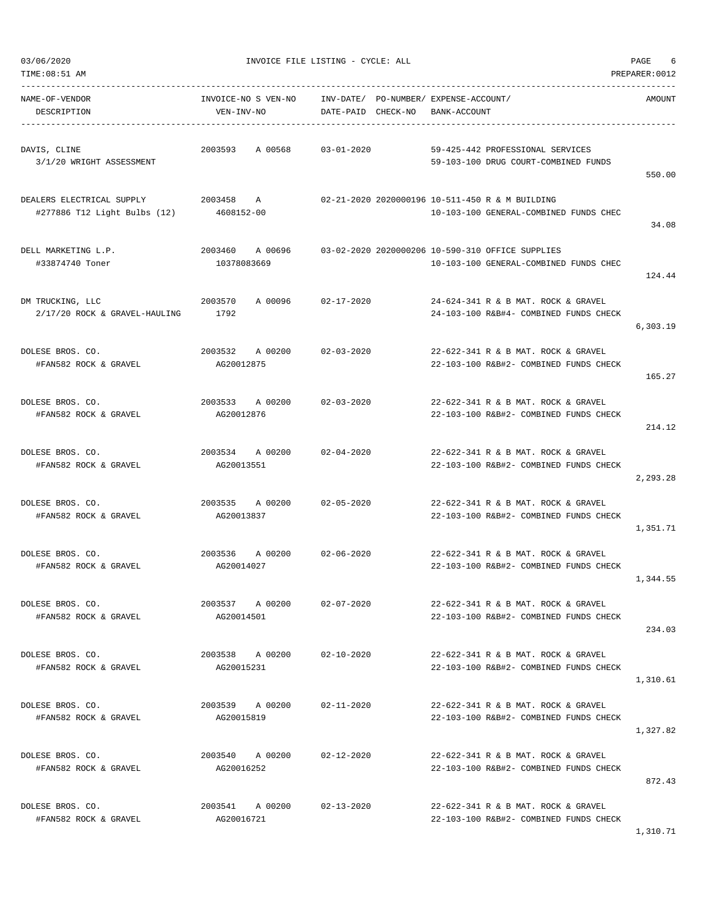03/06/2020 INVOICE FILE LISTING - CYCLE: ALL
TIME:08:51 AM PREPARER:0012

| NAME-OF-VENDOR / DESCRIPTION | INVOICE-NO S VEN-NO / VEN-INV-NO | INV-DATE/ DATE-PAID | PO-NUMBER/ CHECK-NO | EXPENSE-ACCOUNT/ BANK-ACCOUNT | AMOUNT |
|---|---|---|---|---|---|
| DAVIS, CLINE<br>3/1/20 WRIGHT ASSESSMENT | 2003593 A 00568 | 03-01-2020 | | 59-425-442 PROFESSIONAL SERVICES<br>59-103-100 DRUG COURT-COMBINED FUNDS | 550.00 |
| DEALERS ELECTRICAL SUPPLY<br>#277886 T12 Light Bulbs (12) | 2003458 A<br>4608152-00 | 02-21-2020 | 2020000196 | 10-511-450 R & M BUILDING<br>10-103-100 GENERAL-COMBINED FUNDS CHEC | 34.08 |
| DELL MARKETING L.P.<br>#33874740 Toner | 2003460 A 00696<br>10378083669 | 03-02-2020 | 2020000206 | 10-590-310 OFFICE SUPPLIES<br>10-103-100 GENERAL-COMBINED FUNDS CHEC | 124.44 |
| DM TRUCKING, LLC<br>2/17/20 ROCK & GRAVEL-HAULING | 2003570 A 00096<br>1792 | 02-17-2020 | | 24-624-341 R & B MAT. ROCK & GRAVEL<br>24-103-100 R&B#4- COMBINED FUNDS CHECK | 6,303.19 |
| DOLESE BROS. CO.<br>#FAN582 ROCK & GRAVEL | 2003532 A 00200<br>AG20012875 | 02-03-2020 | | 22-622-341 R & B MAT. ROCK & GRAVEL<br>22-103-100 R&B#2- COMBINED FUNDS CHECK | 165.27 |
| DOLESE BROS. CO.<br>#FAN582 ROCK & GRAVEL | 2003533 A 00200<br>AG20012876 | 02-03-2020 | | 22-622-341 R & B MAT. ROCK & GRAVEL<br>22-103-100 R&B#2- COMBINED FUNDS CHECK | 214.12 |
| DOLESE BROS. CO.<br>#FAN582 ROCK & GRAVEL | 2003534 A 00200<br>AG20013551 | 02-04-2020 | | 22-622-341 R & B MAT. ROCK & GRAVEL<br>22-103-100 R&B#2- COMBINED FUNDS CHECK | 2,293.28 |
| DOLESE BROS. CO.<br>#FAN582 ROCK & GRAVEL | 2003535 A 00200<br>AG20013837 | 02-05-2020 | | 22-622-341 R & B MAT. ROCK & GRAVEL<br>22-103-100 R&B#2- COMBINED FUNDS CHECK | 1,351.71 |
| DOLESE BROS. CO.<br>#FAN582 ROCK & GRAVEL | 2003536 A 00200<br>AG20014027 | 02-06-2020 | | 22-622-341 R & B MAT. ROCK & GRAVEL<br>22-103-100 R&B#2- COMBINED FUNDS CHECK | 1,344.55 |
| DOLESE BROS. CO.<br>#FAN582 ROCK & GRAVEL | 2003537 A 00200<br>AG20014501 | 02-07-2020 | | 22-622-341 R & B MAT. ROCK & GRAVEL<br>22-103-100 R&B#2- COMBINED FUNDS CHECK | 234.03 |
| DOLESE BROS. CO.<br>#FAN582 ROCK & GRAVEL | 2003538 A 00200<br>AG20015231 | 02-10-2020 | | 22-622-341 R & B MAT. ROCK & GRAVEL<br>22-103-100 R&B#2- COMBINED FUNDS CHECK | 1,310.61 |
| DOLESE BROS. CO.<br>#FAN582 ROCK & GRAVEL | 2003539 A 00200<br>AG20015819 | 02-11-2020 | | 22-622-341 R & B MAT. ROCK & GRAVEL<br>22-103-100 R&B#2- COMBINED FUNDS CHECK | 1,327.82 |
| DOLESE BROS. CO.<br>#FAN582 ROCK & GRAVEL | 2003540 A 00200<br>AG20016252 | 02-12-2020 | | 22-622-341 R & B MAT. ROCK & GRAVEL<br>22-103-100 R&B#2- COMBINED FUNDS CHECK | 872.43 |
| DOLESE BROS. CO.<br>#FAN582 ROCK & GRAVEL | 2003541 A 00200<br>AG20016721 | 02-13-2020 | | 22-622-341 R & B MAT. ROCK & GRAVEL<br>22-103-100 R&B#2- COMBINED FUNDS CHECK | 1,310.71 |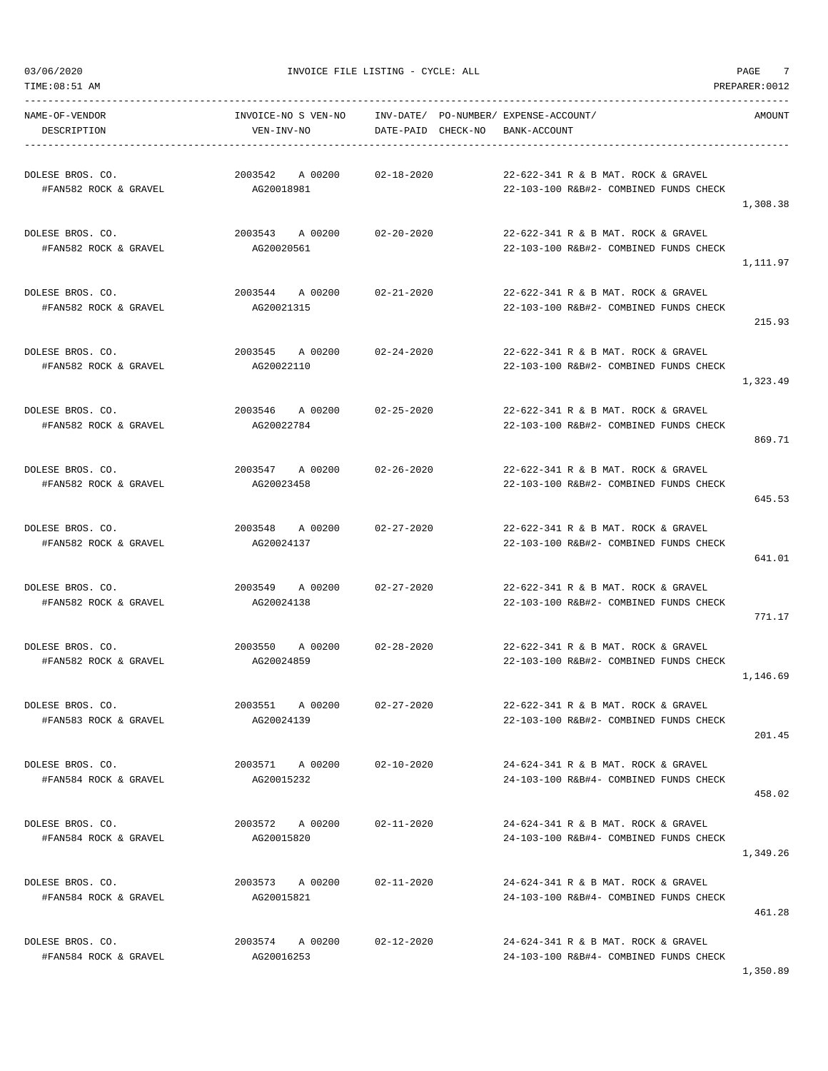03/06/2020 INVOICE FILE LISTING - CYCLE: ALL PAGE 7

TIME:08:51 AM PREPARER:0012

| NAME-OF-VENDOR / DESCRIPTION | INVOICE-NO S VEN-NO / VEN-INV-NO | INV-DATE/ DATE-PAID | PO-NUMBER/ CHECK-NO | EXPENSE-ACCOUNT/ BANK-ACCOUNT | AMOUNT |
|---|---|---|---|---|---|
| DOLESE BROS. CO.<br>#FAN582 ROCK & GRAVEL | 2003542 A 00200<br>AG20018981 | 02-18-2020 | | 22-622-341 R & B MAT. ROCK & GRAVEL<br>22-103-100 R&B#2- COMBINED FUNDS CHECK | 1,308.38 |
| DOLESE BROS. CO.<br>#FAN582 ROCK & GRAVEL | 2003543 A 00200<br>AG20020561 | 02-20-2020 | | 22-622-341 R & B MAT. ROCK & GRAVEL<br>22-103-100 R&B#2- COMBINED FUNDS CHECK | 1,111.97 |
| DOLESE BROS. CO.<br>#FAN582 ROCK & GRAVEL | 2003544 A 00200<br>AG20021315 | 02-21-2020 | | 22-622-341 R & B MAT. ROCK & GRAVEL<br>22-103-100 R&B#2- COMBINED FUNDS CHECK | 215.93 |
| DOLESE BROS. CO.<br>#FAN582 ROCK & GRAVEL | 2003545 A 00200<br>AG20022110 | 02-24-2020 | | 22-622-341 R & B MAT. ROCK & GRAVEL<br>22-103-100 R&B#2- COMBINED FUNDS CHECK | 1,323.49 |
| DOLESE BROS. CO.<br>#FAN582 ROCK & GRAVEL | 2003546 A 00200<br>AG20022784 | 02-25-2020 | | 22-622-341 R & B MAT. ROCK & GRAVEL<br>22-103-100 R&B#2- COMBINED FUNDS CHECK | 869.71 |
| DOLESE BROS. CO.<br>#FAN582 ROCK & GRAVEL | 2003547 A 00200<br>AG20023458 | 02-26-2020 | | 22-622-341 R & B MAT. ROCK & GRAVEL<br>22-103-100 R&B#2- COMBINED FUNDS CHECK | 645.53 |
| DOLESE BROS. CO.<br>#FAN582 ROCK & GRAVEL | 2003548 A 00200<br>AG20024137 | 02-27-2020 | | 22-622-341 R & B MAT. ROCK & GRAVEL<br>22-103-100 R&B#2- COMBINED FUNDS CHECK | 641.01 |
| DOLESE BROS. CO.<br>#FAN582 ROCK & GRAVEL | 2003549 A 00200<br>AG20024138 | 02-27-2020 | | 22-622-341 R & B MAT. ROCK & GRAVEL<br>22-103-100 R&B#2- COMBINED FUNDS CHECK | 771.17 |
| DOLESE BROS. CO.<br>#FAN582 ROCK & GRAVEL | 2003550 A 00200<br>AG20024859 | 02-28-2020 | | 22-622-341 R & B MAT. ROCK & GRAVEL<br>22-103-100 R&B#2- COMBINED FUNDS CHECK | 1,146.69 |
| DOLESE BROS. CO.<br>#FAN583 ROCK & GRAVEL | 2003551 A 00200<br>AG20024139 | 02-27-2020 | | 22-622-341 R & B MAT. ROCK & GRAVEL<br>22-103-100 R&B#2- COMBINED FUNDS CHECK | 201.45 |
| DOLESE BROS. CO.<br>#FAN584 ROCK & GRAVEL | 2003571 A 00200<br>AG20015232 | 02-10-2020 | | 24-624-341 R & B MAT. ROCK & GRAVEL<br>24-103-100 R&B#4- COMBINED FUNDS CHECK | 458.02 |
| DOLESE BROS. CO.<br>#FAN584 ROCK & GRAVEL | 2003572 A 00200<br>AG20015820 | 02-11-2020 | | 24-624-341 R & B MAT. ROCK & GRAVEL<br>24-103-100 R&B#4- COMBINED FUNDS CHECK | 1,349.26 |
| DOLESE BROS. CO.<br>#FAN584 ROCK & GRAVEL | 2003573 A 00200<br>AG20015821 | 02-11-2020 | | 24-624-341 R & B MAT. ROCK & GRAVEL<br>24-103-100 R&B#4- COMBINED FUNDS CHECK | 461.28 |
| DOLESE BROS. CO.<br>#FAN584 ROCK & GRAVEL | 2003574 A 00200<br>AG20016253 | 02-12-2020 | | 24-624-341 R & B MAT. ROCK & GRAVEL<br>24-103-100 R&B#4- COMBINED FUNDS CHECK | 1,350.89 |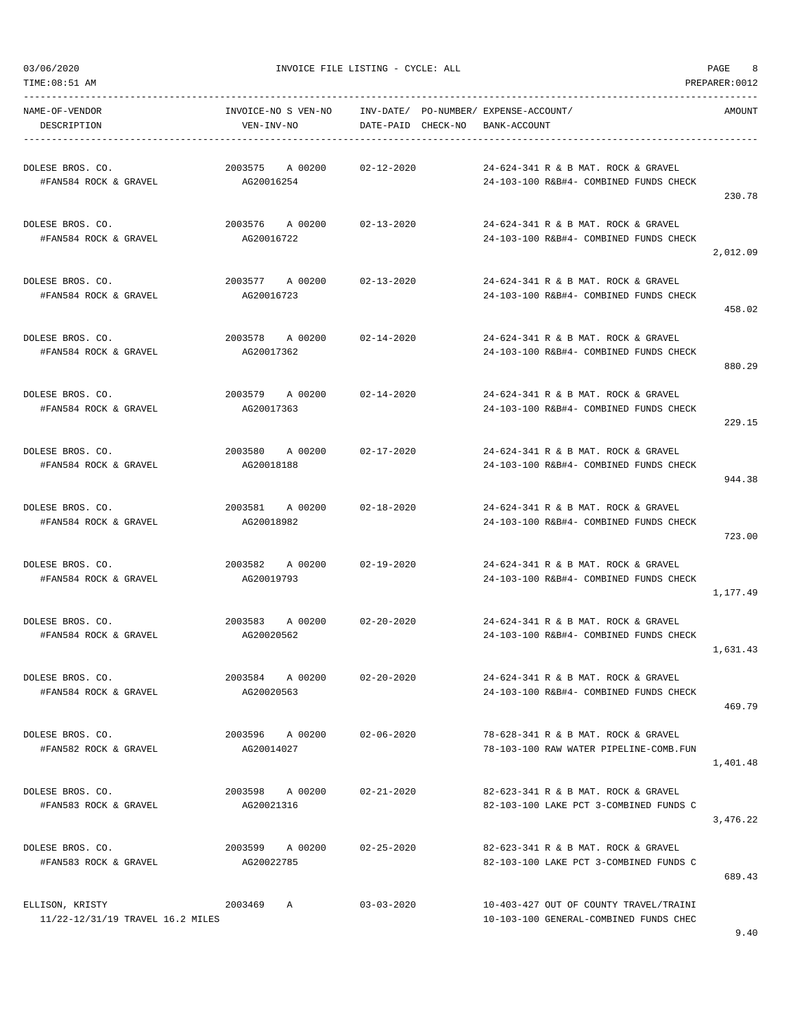03/06/2020 INVOICE FILE LISTING - CYCLE: ALL

TIME:08:51 AM PREPARER:0012

| NAME-OF-VENDOR / DESCRIPTION | INVOICE-NO S VEN-NO / VEN-INV-NO | INV-DATE/ DATE-PAID | PO-NUMBER/ CHECK-NO | EXPENSE-ACCOUNT/ BANK-ACCOUNT | AMOUNT |
|---|---|---|---|---|---|
| DOLESE BROS. CO.<br>#FAN584 ROCK & GRAVEL | 2003575 A 00200<br>AG20016254 | 02-12-2020 | | 24-624-341 R & B MAT. ROCK & GRAVEL<br>24-103-100 R&B#4- COMBINED FUNDS CHECK | 230.78 |
| DOLESE BROS. CO.<br>#FAN584 ROCK & GRAVEL | 2003576 A 00200<br>AG20016722 | 02-13-2020 | | 24-624-341 R & B MAT. ROCK & GRAVEL<br>24-103-100 R&B#4- COMBINED FUNDS CHECK | 2,012.09 |
| DOLESE BROS. CO.<br>#FAN584 ROCK & GRAVEL | 2003577 A 00200<br>AG20016723 | 02-13-2020 | | 24-624-341 R & B MAT. ROCK & GRAVEL<br>24-103-100 R&B#4- COMBINED FUNDS CHECK | 458.02 |
| DOLESE BROS. CO.<br>#FAN584 ROCK & GRAVEL | 2003578 A 00200<br>AG20017362 | 02-14-2020 | | 24-624-341 R & B MAT. ROCK & GRAVEL<br>24-103-100 R&B#4- COMBINED FUNDS CHECK | 880.29 |
| DOLESE BROS. CO.<br>#FAN584 ROCK & GRAVEL | 2003579 A 00200<br>AG20017363 | 02-14-2020 | | 24-624-341 R & B MAT. ROCK & GRAVEL<br>24-103-100 R&B#4- COMBINED FUNDS CHECK | 229.15 |
| DOLESE BROS. CO.<br>#FAN584 ROCK & GRAVEL | 2003580 A 00200<br>AG20018188 | 02-17-2020 | | 24-624-341 R & B MAT. ROCK & GRAVEL<br>24-103-100 R&B#4- COMBINED FUNDS CHECK | 944.38 |
| DOLESE BROS. CO.<br>#FAN584 ROCK & GRAVEL | 2003581 A 00200<br>AG20018982 | 02-18-2020 | | 24-624-341 R & B MAT. ROCK & GRAVEL<br>24-103-100 R&B#4- COMBINED FUNDS CHECK | 723.00 |
| DOLESE BROS. CO.<br>#FAN584 ROCK & GRAVEL | 2003582 A 00200<br>AG20019793 | 02-19-2020 | | 24-624-341 R & B MAT. ROCK & GRAVEL<br>24-103-100 R&B#4- COMBINED FUNDS CHECK | 1,177.49 |
| DOLESE BROS. CO.<br>#FAN584 ROCK & GRAVEL | 2003583 A 00200<br>AG20020562 | 02-20-2020 | | 24-624-341 R & B MAT. ROCK & GRAVEL<br>24-103-100 R&B#4- COMBINED FUNDS CHECK | 1,631.43 |
| DOLESE BROS. CO.<br>#FAN584 ROCK & GRAVEL | 2003584 A 00200<br>AG20020563 | 02-20-2020 | | 24-624-341 R & B MAT. ROCK & GRAVEL<br>24-103-100 R&B#4- COMBINED FUNDS CHECK | 469.79 |
| DOLESE BROS. CO.<br>#FAN582 ROCK & GRAVEL | 2003596 A 00200<br>AG20014027 | 02-06-2020 | | 78-628-341 R & B MAT. ROCK & GRAVEL<br>78-103-100 RAW WATER PIPELINE-COMB.FUN | 1,401.48 |
| DOLESE BROS. CO.<br>#FAN583 ROCK & GRAVEL | 2003598 A 00200<br>AG20021316 | 02-21-2020 | | 82-623-341 R & B MAT. ROCK & GRAVEL<br>82-103-100 LAKE PCT 3-COMBINED FUNDS C | 3,476.22 |
| DOLESE BROS. CO.<br>#FAN583 ROCK & GRAVEL | 2003599 A 00200<br>AG20022785 | 02-25-2020 | | 82-623-341 R & B MAT. ROCK & GRAVEL<br>82-103-100 LAKE PCT 3-COMBINED FUNDS C | 689.43 |
| ELLISON, KRISTY<br>11/22-12/31/19 TRAVEL 16.2 MILES | 2003469 A | 03-03-2020 | | 10-403-427 OUT OF COUNTY TRAVEL/TRAINI<br>10-103-100 GENERAL-COMBINED FUNDS CHEC | 9.40 |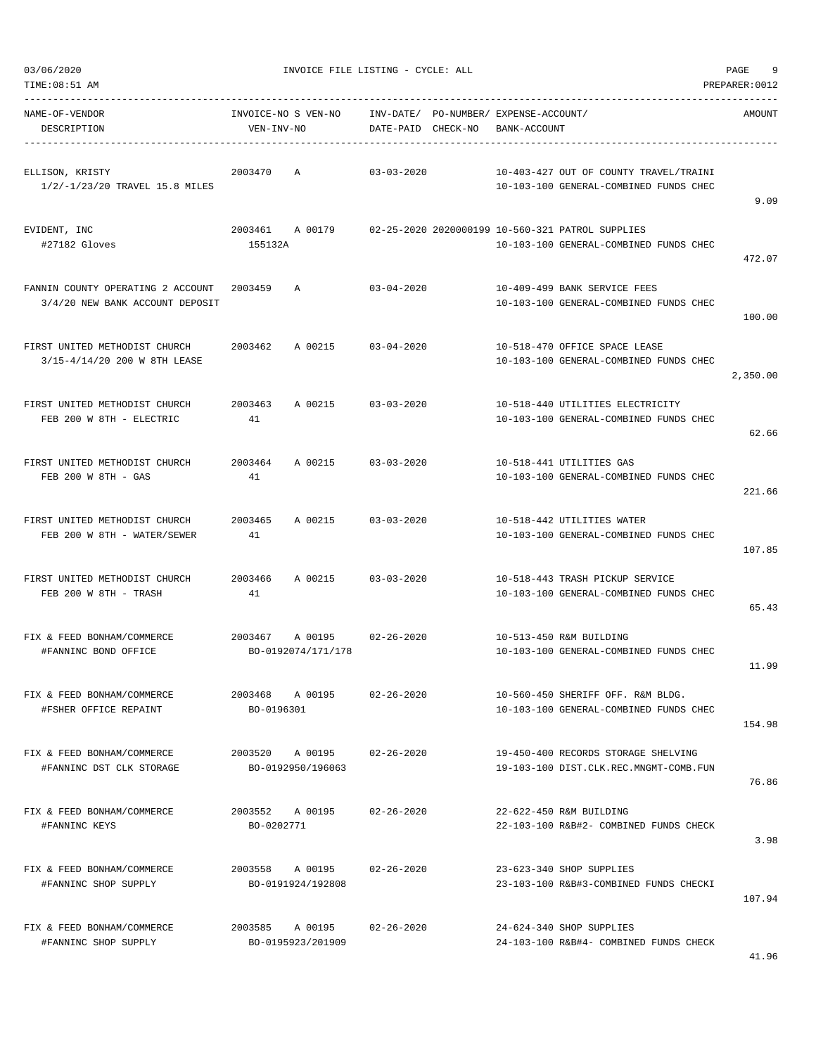INVOICE FILE LISTING - CYCLE: ALL

03/06/2020
TIME:08:51 AM
PREPARER:0012

| NAME-OF-VENDOR / DESCRIPTION | INVOICE-NO S VEN-NO / VEN-INV-NO | INV-DATE/ DATE-PAID | PO-NUMBER/ CHECK-NO | EXPENSE-ACCOUNT/ BANK-ACCOUNT | AMOUNT |
|---|---|---|---|---|---|
| ELLISON, KRISTY<br>1/2/-1/23/20 TRAVEL 15.8 MILES | 2003470 A | 03-03-2020 | | 10-403-427 OUT OF COUNTY TRAVEL/TRAINI<br>10-103-100 GENERAL-COMBINED FUNDS CHEC | 9.09 |
| EVIDENT, INC<br>#27182 Gloves | 2003461 A 00179<br>155132A | 02-25-2020 | 2020000199 | 10-560-321 PATROL SUPPLIES<br>10-103-100 GENERAL-COMBINED FUNDS CHEC | 472.07 |
| FANNIN COUNTY OPERATING 2 ACCOUNT<br>3/4/20 NEW BANK ACCOUNT DEPOSIT | 2003459 A | 03-04-2020 | | 10-409-499 BANK SERVICE FEES<br>10-103-100 GENERAL-COMBINED FUNDS CHEC | 100.00 |
| FIRST UNITED METHODIST CHURCH<br>3/15-4/14/20 200 W 8TH LEASE | 2003462 A 00215 | 03-04-2020 | | 10-518-470 OFFICE SPACE LEASE<br>10-103-100 GENERAL-COMBINED FUNDS CHEC | 2,350.00 |
| FIRST UNITED METHODIST CHURCH<br>FEB 200 W 8TH - ELECTRIC | 2003463 A 00215<br>41 | 03-03-2020 | | 10-518-440 UTILITIES ELECTRICITY<br>10-103-100 GENERAL-COMBINED FUNDS CHEC | 62.66 |
| FIRST UNITED METHODIST CHURCH<br>FEB 200 W 8TH - GAS | 2003464 A 00215<br>41 | 03-03-2020 | | 10-518-441 UTILITIES GAS<br>10-103-100 GENERAL-COMBINED FUNDS CHEC | 221.66 |
| FIRST UNITED METHODIST CHURCH<br>FEB 200 W 8TH - WATER/SEWER | 2003465 A 00215<br>41 | 03-03-2020 | | 10-518-442 UTILITIES WATER<br>10-103-100 GENERAL-COMBINED FUNDS CHEC | 107.85 |
| FIRST UNITED METHODIST CHURCH<br>FEB 200 W 8TH - TRASH | 2003466 A 00215<br>41 | 03-03-2020 | | 10-518-443 TRASH PICKUP SERVICE<br>10-103-100 GENERAL-COMBINED FUNDS CHEC | 65.43 |
| FIX & FEED BONHAM/COMMERCE<br>#FANNINC BOND OFFICE | 2003467 A 00195<br>BO-0192074/171/178 | 02-26-2020 | | 10-513-450 R&M BUILDING<br>10-103-100 GENERAL-COMBINED FUNDS CHEC | 11.99 |
| FIX & FEED BONHAM/COMMERCE<br>#FSHER OFFICE REPAINT | 2003468 A 00195<br>BO-0196301 | 02-26-2020 | | 10-560-450 SHERIFF OFF. R&M BLDG.<br>10-103-100 GENERAL-COMBINED FUNDS CHEC | 154.98 |
| FIX & FEED BONHAM/COMMERCE<br>#FANNINC DST CLK STORAGE | 2003520 A 00195<br>BO-0192950/196063 | 02-26-2020 | | 19-450-400 RECORDS STORAGE SHELVING<br>19-103-100 DIST.CLK.REC.MNGMT-COMB.FUN | 76.86 |
| FIX & FEED BONHAM/COMMERCE<br>#FANNINC KEYS | 2003552 A 00195<br>BO-0202771 | 02-26-2020 | | 22-622-450 R&M BUILDING<br>22-103-100 R&B#2- COMBINED FUNDS CHECK | 3.98 |
| FIX & FEED BONHAM/COMMERCE<br>#FANNINC SHOP SUPPLY | 2003558 A 00195<br>BO-0191924/192808 | 02-26-2020 | | 23-623-340 SHOP SUPPLIES<br>23-103-100 R&B#3-COMBINED FUNDS CHECKI | 107.94 |
| FIX & FEED BONHAM/COMMERCE<br>#FANNINC SHOP SUPPLY | 2003585 A 00195<br>BO-0195923/201909 | 02-26-2020 | | 24-624-340 SHOP SUPPLIES<br>24-103-100 R&B#4- COMBINED FUNDS CHECK | 41.96 |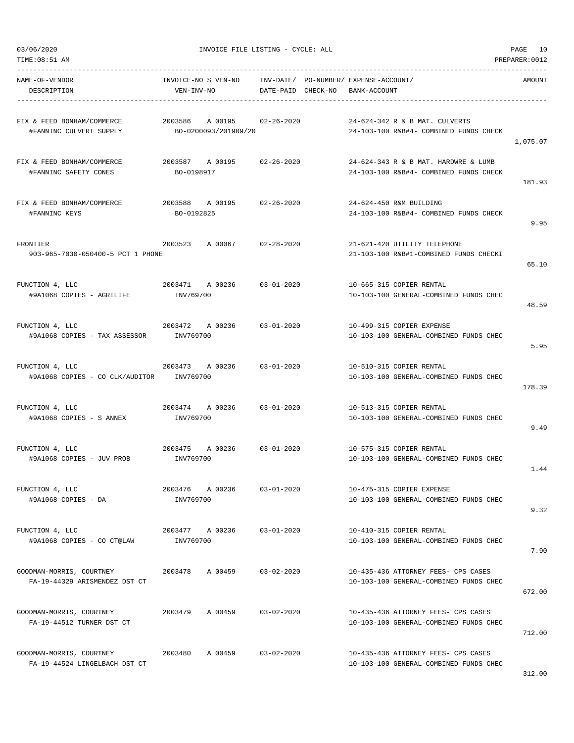03/06/2020 INVOICE FILE LISTING - CYCLE: ALL PAGE 10
TIME:08:51 AM PREPARER:0012

| NAME-OF-VENDOR / DESCRIPTION | INVOICE-NO S VEN-NO / VEN-INV-NO | INV-DATE/ DATE-PAID | PO-NUMBER/ CHECK-NO | EXPENSE-ACCOUNT/ BANK-ACCOUNT | AMOUNT |
|---|---|---|---|---|---|
| FIX & FEED BONHAM/COMMERCE<br>#FANNINC CULVERT SUPPLY | 2003586 A 00195<br>BO-0200093/201909/20 | 02-26-2020 | | 24-624-342 R & B MAT. CULVERTS<br>24-103-100 R&B#4- COMBINED FUNDS CHECK | 1,075.07 |
| FIX & FEED BONHAM/COMMERCE<br>#FANNINC SAFETY CONES | 2003587 A 00195<br>BO-0198917 | 02-26-2020 | | 24-624-343 R & B MAT. HARDWRE & LUMB<br>24-103-100 R&B#4- COMBINED FUNDS CHECK | 181.93 |
| FIX & FEED BONHAM/COMMERCE<br>#FANNINC KEYS | 2003588 A 00195<br>BO-0192825 | 02-26-2020 | | 24-624-450 R&M BUILDING<br>24-103-100 R&B#4- COMBINED FUNDS CHECK | 9.95 |
| FRONTIER<br>903-965-7030-050400-5 PCT 1 PHONE | 2003523 A 00067 | 02-28-2020 | | 21-621-420 UTILITY TELEPHONE<br>21-103-100 R&B#1-COMBINED FUNDS CHECKI | 65.10 |
| FUNCTION 4, LLC<br>#9A1068 COPIES - AGRILIFE | 2003471 A 00236<br>INV769700 | 03-01-2020 | | 10-665-315 COPIER RENTAL<br>10-103-100 GENERAL-COMBINED FUNDS CHEC | 48.59 |
| FUNCTION 4, LLC<br>#9A1068 COPIES - TAX ASSESSOR | 2003472 A 00236<br>INV769700 | 03-01-2020 | | 10-499-315 COPIER EXPENSE<br>10-103-100 GENERAL-COMBINED FUNDS CHEC | 5.95 |
| FUNCTION 4, LLC<br>#9A1068 COPIES - CO CLK/AUDITOR | 2003473 A 00236<br>INV769700 | 03-01-2020 | | 10-510-315 COPIER RENTAL<br>10-103-100 GENERAL-COMBINED FUNDS CHEC | 178.39 |
| FUNCTION 4, LLC<br>#9A1068 COPIES - S ANNEX | 2003474 A 00236<br>INV769700 | 03-01-2020 | | 10-513-315 COPIER RENTAL<br>10-103-100 GENERAL-COMBINED FUNDS CHEC | 9.49 |
| FUNCTION 4, LLC<br>#9A1068 COPIES - JUV PROB | 2003475 A 00236<br>INV769700 | 03-01-2020 | | 10-575-315 COPIER RENTAL<br>10-103-100 GENERAL-COMBINED FUNDS CHEC | 1.44 |
| FUNCTION 4, LLC<br>#9A1068 COPIES - DA | 2003476 A 00236<br>INV769700 | 03-01-2020 | | 10-475-315 COPIER EXPENSE<br>10-103-100 GENERAL-COMBINED FUNDS CHEC | 9.32 |
| FUNCTION 4, LLC<br>#9A1068 COPIES - CO CT@LAW | 2003477 A 00236<br>INV769700 | 03-01-2020 | | 10-410-315 COPIER RENTAL<br>10-103-100 GENERAL-COMBINED FUNDS CHEC | 7.90 |
| GOODMAN-MORRIS, COURTNEY<br>FA-19-44329 ARISMENDEZ DST CT | 2003478 A 00459 | 03-02-2020 | | 10-435-436 ATTORNEY FEES- CPS CASES<br>10-103-100 GENERAL-COMBINED FUNDS CHEC | 672.00 |
| GOODMAN-MORRIS, COURTNEY<br>FA-19-44512 TURNER DST CT | 2003479 A 00459 | 03-02-2020 | | 10-435-436 ATTORNEY FEES- CPS CASES<br>10-103-100 GENERAL-COMBINED FUNDS CHEC | 712.00 |
| GOODMAN-MORRIS, COURTNEY<br>FA-19-44524 LINGELBACH DST CT | 2003480 A 00459 | 03-02-2020 | | 10-435-436 ATTORNEY FEES- CPS CASES<br>10-103-100 GENERAL-COMBINED FUNDS CHEC | 312.00 |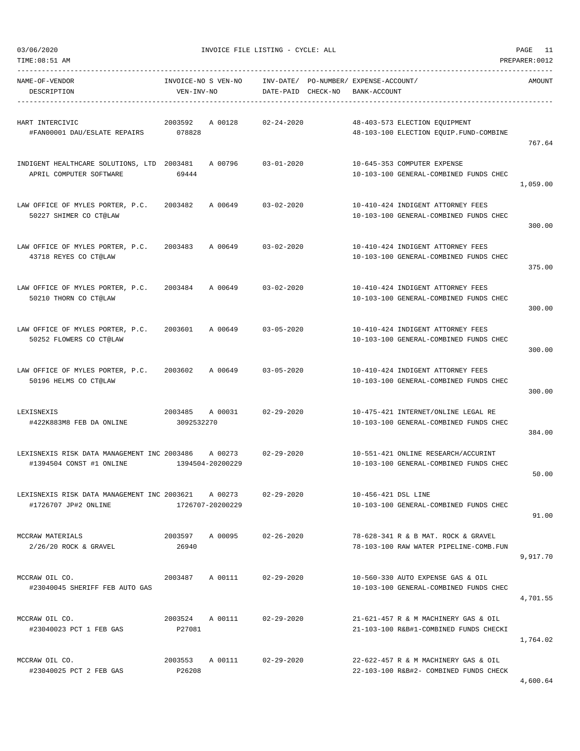03/06/2020 INVOICE FILE LISTING - CYCLE: ALL

TIME:08:51 AM PREPARER:0012

| NAME-OF-VENDOR / DESCRIPTION | INVOICE-NO / VEN-INV-NO | S VEN-NO | INV-DATE/ DATE-PAID | PO-NUMBER/ CHECK-NO | EXPENSE-ACCOUNT/ BANK-ACCOUNT | AMOUNT |
|---|---|---|---|---|---|---|
| HART INTERCIVIC<br>#FAN00001 DAU/ESLATE REPAIRS | 2003592<br>078828 | A 00128 | 02-24-2020 | | 48-403-573 ELECTION EQUIPMENT<br>48-103-100 ELECTION EQUIP.FUND-COMBINE | 767.64 |
| INDIGENT HEALTHCARE SOLUTIONS, LTD<br>APRIL COMPUTER SOFTWARE | 2003481<br>69444 | A 00796 | 03-01-2020 | | 10-645-353 COMPUTER EXPENSE<br>10-103-100 GENERAL-COMBINED FUNDS CHEC | 1,059.00 |
| LAW OFFICE OF MYLES PORTER, P.C.<br>50227 SHIMER CO CT@LAW | 2003482 | A 00649 | 03-02-2020 | | 10-410-424 INDIGENT ATTORNEY FEES<br>10-103-100 GENERAL-COMBINED FUNDS CHEC | 300.00 |
| LAW OFFICE OF MYLES PORTER, P.C.<br>43718 REYES CO CT@LAW | 2003483 | A 00649 | 03-02-2020 | | 10-410-424 INDIGENT ATTORNEY FEES<br>10-103-100 GENERAL-COMBINED FUNDS CHEC | 375.00 |
| LAW OFFICE OF MYLES PORTER, P.C.<br>50210 THORN CO CT@LAW | 2003484 | A 00649 | 03-02-2020 | | 10-410-424 INDIGENT ATTORNEY FEES<br>10-103-100 GENERAL-COMBINED FUNDS CHEC | 300.00 |
| LAW OFFICE OF MYLES PORTER, P.C.<br>50252 FLOWERS CO CT@LAW | 2003601 | A 00649 | 03-05-2020 | | 10-410-424 INDIGENT ATTORNEY FEES<br>10-103-100 GENERAL-COMBINED FUNDS CHEC | 300.00 |
| LAW OFFICE OF MYLES PORTER, P.C.<br>50196 HELMS CO CT@LAW | 2003602 | A 00649 | 03-05-2020 | | 10-410-424 INDIGENT ATTORNEY FEES<br>10-103-100 GENERAL-COMBINED FUNDS CHEC | 300.00 |
| LEXISNEXIS<br>#422K883M8 FEB DA ONLINE | 2003485<br>3092532270 | A 00031 | 02-29-2020 | | 10-475-421 INTERNET/ONLINE LEGAL RE<br>10-103-100 GENERAL-COMBINED FUNDS CHEC | 384.00 |
| LEXISNEXIS RISK DATA MANAGEMENT INC<br>#1394504 CONST #1 ONLINE | 2003486<br>1394504-20200229 | A 00273 | 02-29-2020 | | 10-551-421 ONLINE RESEARCH/ACCURINT<br>10-103-100 GENERAL-COMBINED FUNDS CHEC | 50.00 |
| LEXISNEXIS RISK DATA MANAGEMENT INC<br>#1726707 JP#2 ONLINE | 2003621<br>1726707-20200229 | A 00273 | 02-29-2020 | | 10-456-421 DSL LINE<br>10-103-100 GENERAL-COMBINED FUNDS CHEC | 91.00 |
| MCCRAW MATERIALS<br>2/26/20 ROCK & GRAVEL | 2003597<br>26940 | A 00095 | 02-26-2020 | | 78-628-341 R & B MAT. ROCK & GRAVEL<br>78-103-100 RAW WATER PIPELINE-COMB.FUN | 9,917.70 |
| MCCRAW OIL CO.<br>#23040045 SHERIFF FEB AUTO GAS | 2003487 | A 00111 | 02-29-2020 | | 10-560-330 AUTO EXPENSE GAS & OIL<br>10-103-100 GENERAL-COMBINED FUNDS CHEC | 4,701.55 |
| MCCRAW OIL CO.<br>#23040023 PCT 1 FEB GAS | 2003524<br>P27081 | A 00111 | 02-29-2020 | | 21-621-457 R & M MACHINERY GAS & OIL<br>21-103-100 R&B#1-COMBINED FUNDS CHECKI | 1,764.02 |
| MCCRAW OIL CO.<br>#23040025 PCT 2 FEB GAS | 2003553<br>P26208 | A 00111 | 02-29-2020 | | 22-622-457 R & M MACHINERY GAS & OIL<br>22-103-100 R&B#2- COMBINED FUNDS CHECK | 4,600.64 |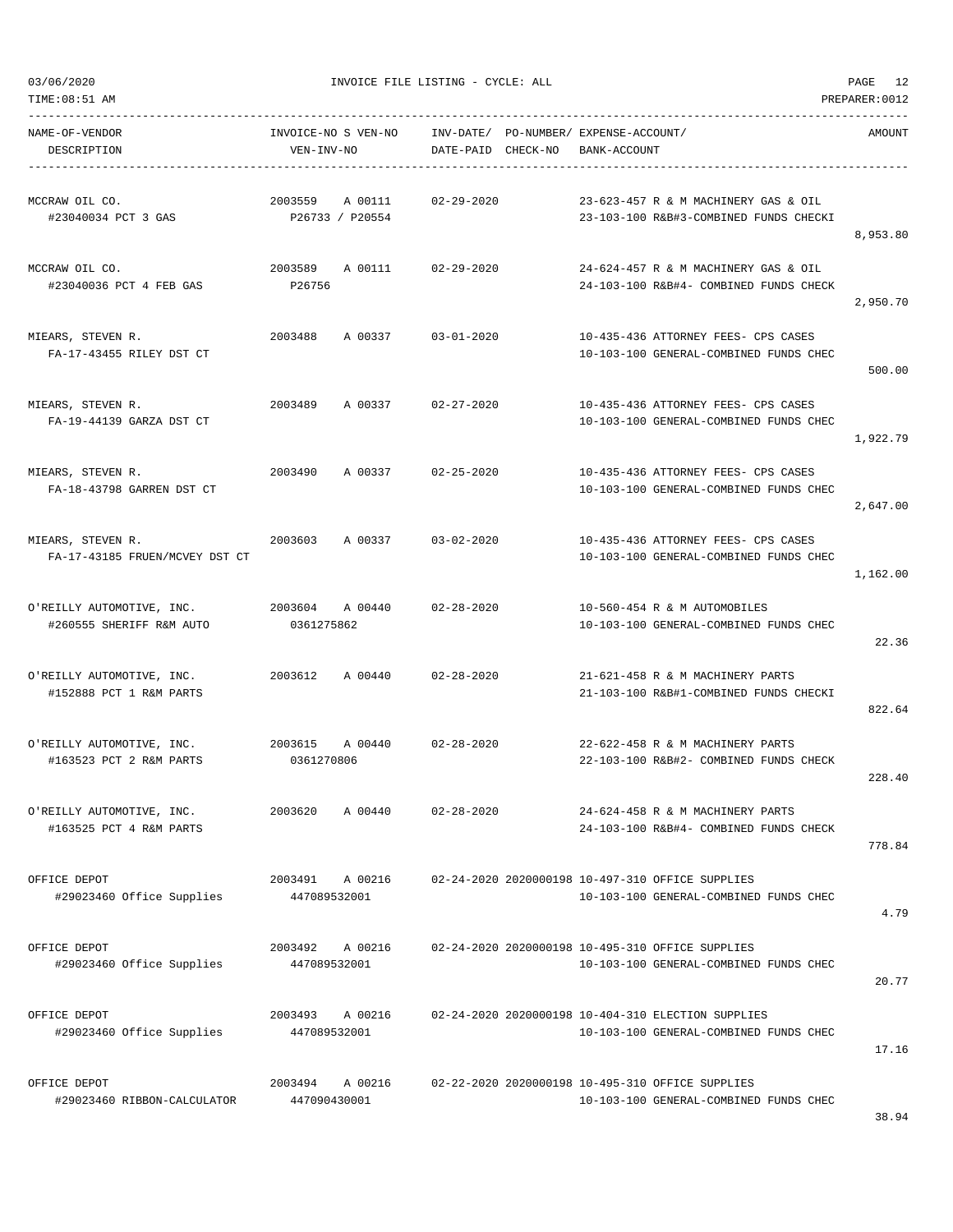03/06/2020 INVOICE FILE LISTING - CYCLE: ALL
TIME:08:51 AM PREPARER:0012

| NAME-OF-VENDOR / DESCRIPTION | INVOICE-NO S VEN-NO / VEN-INV-NO | INV-DATE/ DATE-PAID | PO-NUMBER/ CHECK-NO | EXPENSE-ACCOUNT/ BANK-ACCOUNT | AMOUNT |
|---|---|---|---|---|---|
| MCCRAW OIL CO.<br>#23040034 PCT 3 GAS | 2003559 A 00111<br>P26733 / P20554 | 02-29-2020 | | 23-623-457 R & M MACHINERY GAS & OIL<br>23-103-100 R&B#3-COMBINED FUNDS CHECKI | 8,953.80 |
| MCCRAW OIL CO.<br>#23040036 PCT 4 FEB GAS | 2003589 A 00111<br>P26756 | 02-29-2020 | | 24-624-457 R & M MACHINERY GAS & OIL<br>24-103-100 R&B#4- COMBINED FUNDS CHECK | 2,950.70 |
| MIEARS, STEVEN R.<br>FA-17-43455 RILEY DST CT | 2003488 A 00337 | 03-01-2020 | | 10-435-436 ATTORNEY FEES- CPS CASES<br>10-103-100 GENERAL-COMBINED FUNDS CHEC | 500.00 |
| MIEARS, STEVEN R.<br>FA-19-44139 GARZA DST CT | 2003489 A 00337 | 02-27-2020 | | 10-435-436 ATTORNEY FEES- CPS CASES<br>10-103-100 GENERAL-COMBINED FUNDS CHEC | 1,922.79 |
| MIEARS, STEVEN R.<br>FA-18-43798 GARREN DST CT | 2003490 A 00337 | 02-25-2020 | | 10-435-436 ATTORNEY FEES- CPS CASES<br>10-103-100 GENERAL-COMBINED FUNDS CHEC | 2,647.00 |
| MIEARS, STEVEN R.<br>FA-17-43185 FRUEN/MCVEY DST CT | 2003603 A 00337 | 03-02-2020 | | 10-435-436 ATTORNEY FEES- CPS CASES<br>10-103-100 GENERAL-COMBINED FUNDS CHEC | 1,162.00 |
| O'REILLY AUTOMOTIVE, INC.<br>#260555 SHERIFF R&M AUTO | 2003604 A 00440<br>0361275862 | 02-28-2020 | | 10-560-454 R & M AUTOMOBILES<br>10-103-100 GENERAL-COMBINED FUNDS CHEC | 22.36 |
| O'REILLY AUTOMOTIVE, INC.<br>#152888 PCT 1 R&M PARTS | 2003612 A 00440 | 02-28-2020 | | 21-621-458 R & M MACHINERY PARTS<br>21-103-100 R&B#1-COMBINED FUNDS CHECKI | 822.64 |
| O'REILLY AUTOMOTIVE, INC.<br>#163523 PCT 2 R&M PARTS | 2003615 A 00440<br>0361270806 | 02-28-2020 | | 22-622-458 R & M MACHINERY PARTS<br>22-103-100 R&B#2- COMBINED FUNDS CHECK | 228.40 |
| O'REILLY AUTOMOTIVE, INC.<br>#163525 PCT 4 R&M PARTS | 2003620 A 00440 | 02-28-2020 | | 24-624-458 R & M MACHINERY PARTS<br>24-103-100 R&B#4- COMBINED FUNDS CHECK | 778.84 |
| OFFICE DEPOT<br>#29023460 Office Supplies | 2003491 A 00216<br>447089532001 | 02-24-2020 | 2020000198 | 10-497-310 OFFICE SUPPLIES<br>10-103-100 GENERAL-COMBINED FUNDS CHEC | 4.79 |
| OFFICE DEPOT<br>#29023460 Office Supplies | 2003492 A 00216<br>447089532001 | 02-24-2020 | 2020000198 | 10-495-310 OFFICE SUPPLIES<br>10-103-100 GENERAL-COMBINED FUNDS CHEC | 20.77 |
| OFFICE DEPOT<br>#29023460 Office Supplies | 2003493 A 00216<br>447089532001 | 02-24-2020 | 2020000198 | 10-404-310 ELECTION SUPPLIES<br>10-103-100 GENERAL-COMBINED FUNDS CHEC | 17.16 |
| OFFICE DEPOT<br>#29023460 RIBBON-CALCULATOR | 2003494 A 00216<br>447090430001 | 02-22-2020 | 2020000198 | 10-495-310 OFFICE SUPPLIES<br>10-103-100 GENERAL-COMBINED FUNDS CHEC | 38.94 |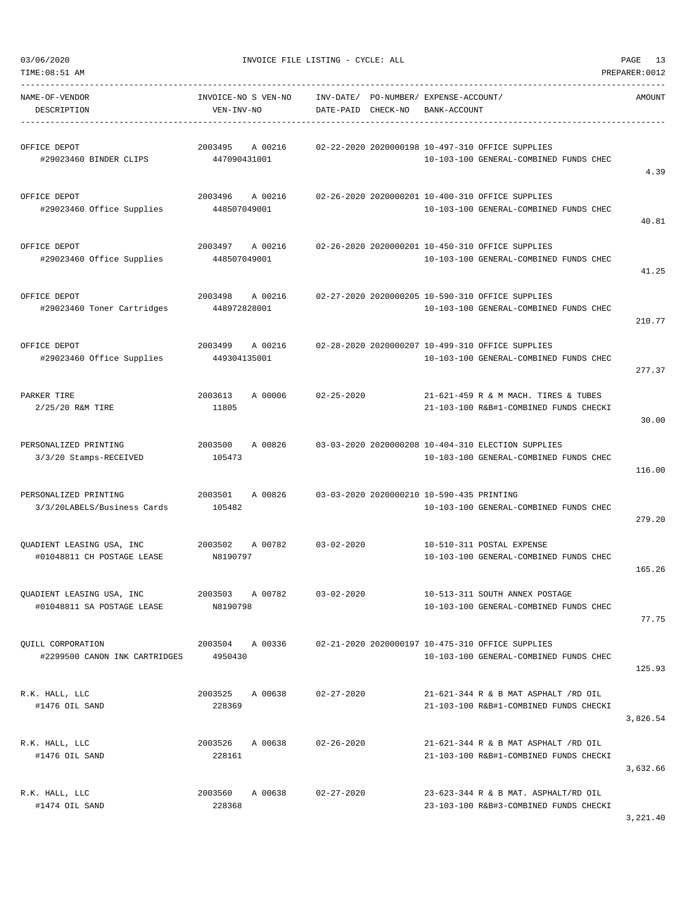03/06/2020 INVOICE FILE LISTING - CYCLE: ALL

TIME:08:51 AM PREPARER:0012

| NAME-OF-VENDOR / DESCRIPTION | INVOICE-NO S VEN-NO / VEN-INV-NO | INV-DATE/ DATE-PAID | PO-NUMBER/ CHECK-NO | EXPENSE-ACCOUNT/ BANK-ACCOUNT | AMOUNT |
|---|---|---|---|---|---|
| OFFICE DEPOT<br>#29023460 BINDER CLIPS | 2003495 A 00216<br>447090431001 | 02-22-2020 | 2020000198 | 10-497-310 OFFICE SUPPLIES<br>10-103-100 GENERAL-COMBINED FUNDS CHEC | 4.39 |
| OFFICE DEPOT<br>#29023460 Office Supplies | 2003496 A 00216<br>448507049001 | 02-26-2020 | 2020000201 | 10-400-310 OFFICE SUPPLIES<br>10-103-100 GENERAL-COMBINED FUNDS CHEC | 40.81 |
| OFFICE DEPOT<br>#29023460 Office Supplies | 2003497 A 00216<br>448507049001 | 02-26-2020 | 2020000201 | 10-450-310 OFFICE SUPPLIES<br>10-103-100 GENERAL-COMBINED FUNDS CHEC | 41.25 |
| OFFICE DEPOT<br>#29023460 Toner Cartridges | 2003498 A 00216<br>448972828001 | 02-27-2020 | 2020000205 | 10-590-310 OFFICE SUPPLIES<br>10-103-100 GENERAL-COMBINED FUNDS CHEC | 210.77 |
| OFFICE DEPOT<br>#29023460 Office Supplies | 2003499 A 00216<br>449304135001 | 02-28-2020 | 2020000207 | 10-499-310 OFFICE SUPPLIES<br>10-103-100 GENERAL-COMBINED FUNDS CHEC | 277.37 |
| PARKER TIRE<br>2/25/20 R&M TIRE | 2003613 A 00006<br>11805 | 02-25-2020 | | 21-621-459 R & M MACH. TIRES & TUBES<br>21-103-100 R&B#1-COMBINED FUNDS CHECKI | 30.00 |
| PERSONALIZED PRINTING<br>3/3/20 Stamps-RECEIVED | 2003500 A 00826<br>105473 | 03-03-2020 | 2020000208 | 10-404-310 ELECTION SUPPLIES<br>10-103-100 GENERAL-COMBINED FUNDS CHEC | 116.00 |
| PERSONALIZED PRINTING<br>3/3/20LABELS/Business Cards | 2003501 A 00826<br>105482 | 03-03-2020 | 2020000210 | 10-590-435 PRINTING<br>10-103-100 GENERAL-COMBINED FUNDS CHEC | 279.20 |
| QUADIENT LEASING USA, INC<br>#01048811 CH POSTAGE LEASE | 2003502 A 00782<br>N8190797 | 03-02-2020 | | 10-510-311 POSTAL EXPENSE<br>10-103-100 GENERAL-COMBINED FUNDS CHEC | 165.26 |
| QUADIENT LEASING USA, INC<br>#01048811 SA POSTAGE LEASE | 2003503 A 00782<br>N8190798 | 03-02-2020 | | 10-513-311 SOUTH ANNEX POSTAGE<br>10-103-100 GENERAL-COMBINED FUNDS CHEC | 77.75 |
| QUILL CORPORATION<br>#2299500 CANON INK CARTRIDGES | 2003504 A 00336<br>4950430 | 02-21-2020 | 2020000197 | 10-475-310 OFFICE SUPPLIES<br>10-103-100 GENERAL-COMBINED FUNDS CHEC | 125.93 |
| R.K. HALL, LLC<br>#1476 OIL SAND | 2003525 A 00638<br>228369 | 02-27-2020 | | 21-621-344 R & B MAT ASPHALT /RD OIL<br>21-103-100 R&B#1-COMBINED FUNDS CHECKI | 3,826.54 |
| R.K. HALL, LLC<br>#1476 OIL SAND | 2003526 A 00638<br>228161 | 02-26-2020 | | 21-621-344 R & B MAT ASPHALT /RD OIL<br>21-103-100 R&B#1-COMBINED FUNDS CHECKI | 3,632.66 |
| R.K. HALL, LLC<br>#1474 OIL SAND | 2003560 A 00638<br>228368 | 02-27-2020 | | 23-623-344 R & B MAT. ASPHALT/RD OIL<br>23-103-100 R&B#3-COMBINED FUNDS CHECKI | 3,221.40 |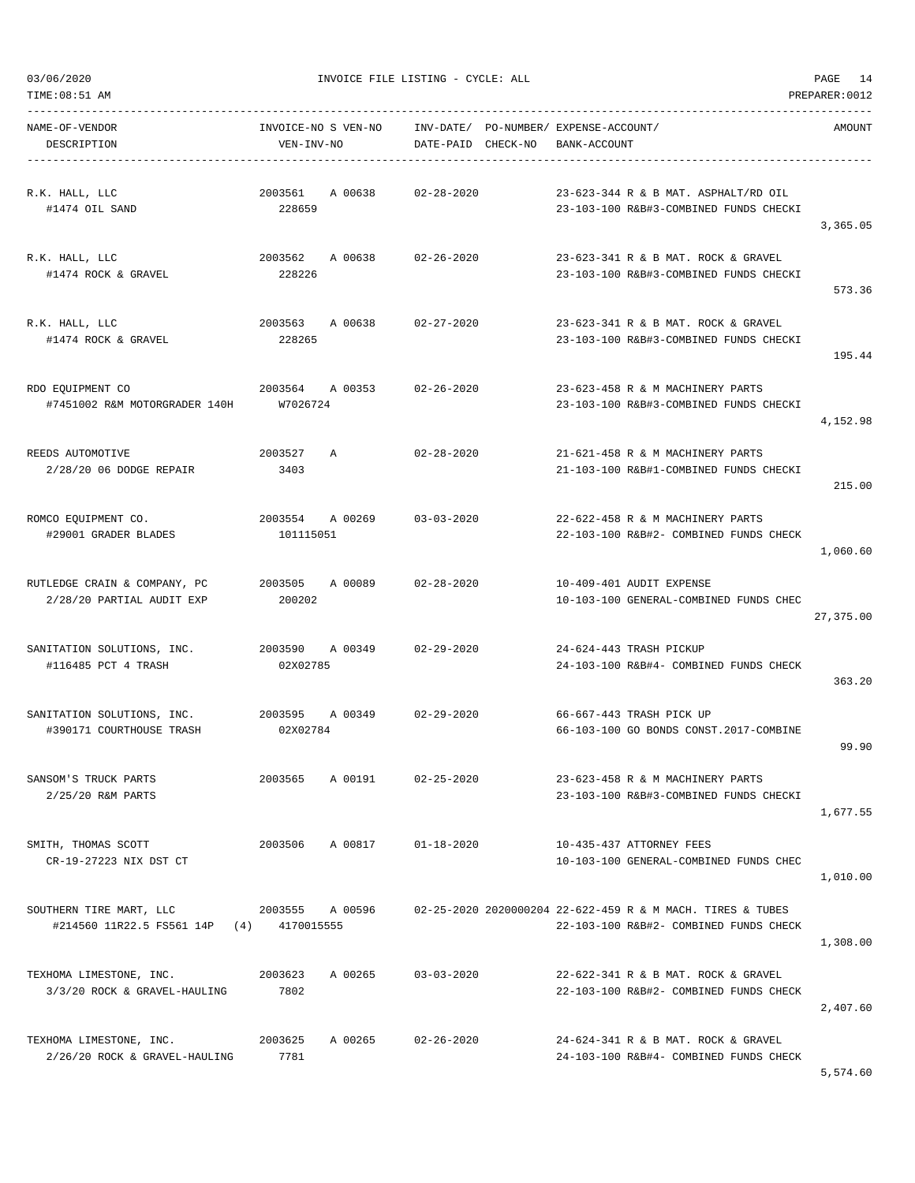03/06/2020 INVOICE FILE LISTING - CYCLE: ALL

TIME:08:51 AM PREPARER:0012

| NAME-OF-VENDOR / DESCRIPTION | INVOICE-NO S VEN-NO / VEN-INV-NO | INV-DATE/ DATE-PAID | PO-NUMBER/ CHECK-NO | EXPENSE-ACCOUNT/ BANK-ACCOUNT | AMOUNT |
|---|---|---|---|---|---|
| R.K. HALL, LLC<br>#1474 OIL SAND | 2003561 A 00638<br>228659 | 02-28-2020 | | 23-623-344 R & B MAT. ASPHALT/RD OIL<br>23-103-100 R&B#3-COMBINED FUNDS CHECKI | 3,365.05 |
| R.K. HALL, LLC<br>#1474 ROCK & GRAVEL | 2003562 A 00638<br>228226 | 02-26-2020 | | 23-623-341 R & B MAT. ROCK & GRAVEL<br>23-103-100 R&B#3-COMBINED FUNDS CHECKI | 573.36 |
| R.K. HALL, LLC<br>#1474 ROCK & GRAVEL | 2003563 A 00638<br>228265 | 02-27-2020 | | 23-623-341 R & B MAT. ROCK & GRAVEL<br>23-103-100 R&B#3-COMBINED FUNDS CHECKI | 195.44 |
| RDO EQUIPMENT CO<br>#7451002 R&M MOTORGRADER 140H | 2003564 A 00353<br>W7026724 | 02-26-2020 | | 23-623-458 R & M MACHINERY PARTS<br>23-103-100 R&B#3-COMBINED FUNDS CHECKI | 4,152.98 |
| REEDS AUTOMOTIVE<br>2/28/20 06 DODGE REPAIR | 2003527 A<br>3403 | 02-28-2020 | | 21-621-458 R & M MACHINERY PARTS<br>21-103-100 R&B#1-COMBINED FUNDS CHECKI | 215.00 |
| ROMCO EQUIPMENT CO.<br>#29001 GRADER BLADES | 2003554 A 00269<br>101115051 | 03-03-2020 | | 22-622-458 R & M MACHINERY PARTS<br>22-103-100 R&B#2- COMBINED FUNDS CHECK | 1,060.60 |
| RUTLEDGE CRAIN & COMPANY, PC<br>2/28/20 PARTIAL AUDIT EXP | 2003505 A 00089<br>200202 | 02-28-2020 | | 10-409-401 AUDIT EXPENSE<br>10-103-100 GENERAL-COMBINED FUNDS CHEC | 27,375.00 |
| SANITATION SOLUTIONS, INC.<br>#116485 PCT 4 TRASH | 2003590 A 00349<br>02X02785 | 02-29-2020 | | 24-624-443 TRASH PICKUP<br>24-103-100 R&B#4- COMBINED FUNDS CHECK | 363.20 |
| SANITATION SOLUTIONS, INC.<br>#390171 COURTHOUSE TRASH | 2003595 A 00349<br>02X02784 | 02-29-2020 | | 66-667-443 TRASH PICK UP<br>66-103-100 GO BONDS CONST.2017-COMBINE | 99.90 |
| SANSOM'S TRUCK PARTS<br>2/25/20 R&M PARTS | 2003565 A 00191 | 02-25-2020 | | 23-623-458 R & M MACHINERY PARTS<br>23-103-100 R&B#3-COMBINED FUNDS CHECKI | 1,677.55 |
| SMITH, THOMAS SCOTT<br>CR-19-27223 NIX DST CT | 2003506 A 00817 | 01-18-2020 | | 10-435-437 ATTORNEY FEES<br>10-103-100 GENERAL-COMBINED FUNDS CHEC | 1,010.00 |
| SOUTHERN TIRE MART, LLC<br>#214560 11R22.5 FS561 14P (4) | 2003555 A 00596<br>4170015555 | 02-25-2020 | 2020000204 | 22-622-459 R & M MACH. TIRES & TUBES<br>22-103-100 R&B#2- COMBINED FUNDS CHECK | 1,308.00 |
| TEXHOMA LIMESTONE, INC.<br>3/3/20 ROCK & GRAVEL-HAULING | 2003623 A 00265<br>7802 | 03-03-2020 | | 22-622-341 R & B MAT. ROCK & GRAVEL<br>22-103-100 R&B#2- COMBINED FUNDS CHECK | 2,407.60 |
| TEXHOMA LIMESTONE, INC.<br>2/26/20 ROCK & GRAVEL-HAULING | 2003625 A 00265<br>7781 | 02-26-2020 | | 24-624-341 R & B MAT. ROCK & GRAVEL<br>24-103-100 R&B#4- COMBINED FUNDS CHECK | 5,574.60 |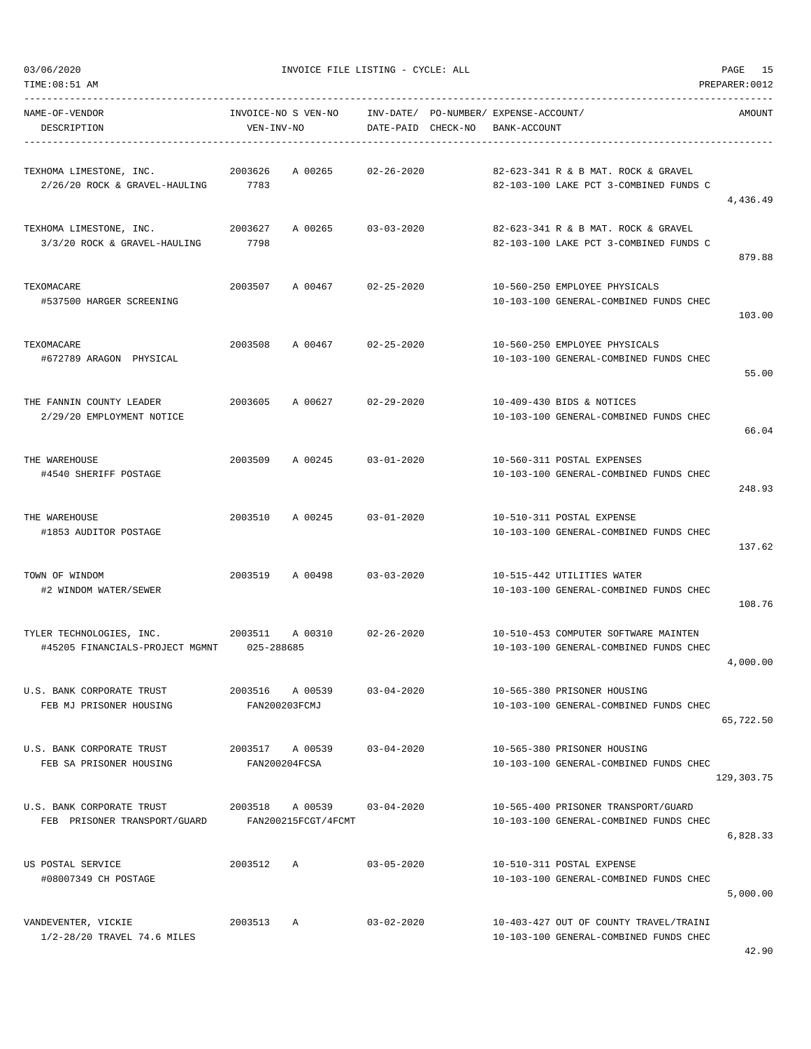03/06/2020 INVOICE FILE LISTING - CYCLE: ALL

TIME:08:51 AM PREPARER:0012

| NAME-OF-VENDOR / DESCRIPTION | INVOICE-NO S VEN-NO / VEN-INV-NO | INV-DATE/ DATE-PAID | PO-NUMBER/ CHECK-NO | EXPENSE-ACCOUNT/ BANK-ACCOUNT | AMOUNT |
|---|---|---|---|---|---|
| TEXHOMA LIMESTONE, INC. / 2/26/20 ROCK & GRAVEL-HAULING | 2003626 A 00265 / 7783 | 02-26-2020 | | 82-623-341 R & B MAT. ROCK & GRAVEL / 82-103-100 LAKE PCT 3-COMBINED FUNDS C | 4,436.49 |
| TEXHOMA LIMESTONE, INC. / 3/3/20 ROCK & GRAVEL-HAULING | 2003627 A 00265 / 7798 | 03-03-2020 | | 82-623-341 R & B MAT. ROCK & GRAVEL / 82-103-100 LAKE PCT 3-COMBINED FUNDS C | 879.88 |
| TEXOMACARE / #537500 HARGER SCREENING | 2003507 A 00467 | 02-25-2020 | | 10-560-250 EMPLOYEE PHYSICALS / 10-103-100 GENERAL-COMBINED FUNDS CHEC | 103.00 |
| TEXOMACARE / #672789 ARAGON PHYSICAL | 2003508 A 00467 | 02-25-2020 | | 10-560-250 EMPLOYEE PHYSICALS / 10-103-100 GENERAL-COMBINED FUNDS CHEC | 55.00 |
| THE FANNIN COUNTY LEADER / 2/29/20 EMPLOYMENT NOTICE | 2003605 A 00627 | 02-29-2020 | | 10-409-430 BIDS & NOTICES / 10-103-100 GENERAL-COMBINED FUNDS CHEC | 66.04 |
| THE WAREHOUSE / #4540 SHERIFF POSTAGE | 2003509 A 00245 | 03-01-2020 | | 10-560-311 POSTAL EXPENSES / 10-103-100 GENERAL-COMBINED FUNDS CHEC | 248.93 |
| THE WAREHOUSE / #1853 AUDITOR POSTAGE | 2003510 A 00245 | 03-01-2020 | | 10-510-311 POSTAL EXPENSE / 10-103-100 GENERAL-COMBINED FUNDS CHEC | 137.62 |
| TOWN OF WINDOM / #2 WINDOM WATER/SEWER | 2003519 A 00498 | 03-03-2020 | | 10-515-442 UTILITIES WATER / 10-103-100 GENERAL-COMBINED FUNDS CHEC | 108.76 |
| TYLER TECHNOLOGIES, INC. / #45205 FINANCIALS-PROJECT MGMNT | 2003511 A 00310 / 025-288685 | 02-26-2020 | | 10-510-453 COMPUTER SOFTWARE MAINTEN / 10-103-100 GENERAL-COMBINED FUNDS CHEC | 4,000.00 |
| U.S. BANK CORPORATE TRUST / FEB MJ PRISONER HOUSING | 2003516 A 00539 / FAN200203FCMJ | 03-04-2020 | | 10-565-380 PRISONER HOUSING / 10-103-100 GENERAL-COMBINED FUNDS CHEC | 65,722.50 |
| U.S. BANK CORPORATE TRUST / FEB SA PRISONER HOUSING | 2003517 A 00539 / FAN200204FCSA | 03-04-2020 | | 10-565-380 PRISONER HOUSING / 10-103-100 GENERAL-COMBINED FUNDS CHEC | 129,303.75 |
| U.S. BANK CORPORATE TRUST / FEB PRISONER TRANSPORT/GUARD | 2003518 A 00539 / FAN200215FCGT/4FCMT | 03-04-2020 | | 10-565-400 PRISONER TRANSPORT/GUARD / 10-103-100 GENERAL-COMBINED FUNDS CHEC | 6,828.33 |
| US POSTAL SERVICE / #08007349 CH POSTAGE | 2003512 A | 03-05-2020 | | 10-510-311 POSTAL EXPENSE / 10-103-100 GENERAL-COMBINED FUNDS CHEC | 5,000.00 |
| VANDEVENTER, VICKIE / 1/2-28/20 TRAVEL 74.6 MILES | 2003513 A | 03-02-2020 | | 10-403-427 OUT OF COUNTY TRAVEL/TRAINI / 10-103-100 GENERAL-COMBINED FUNDS CHEC | 42.90 |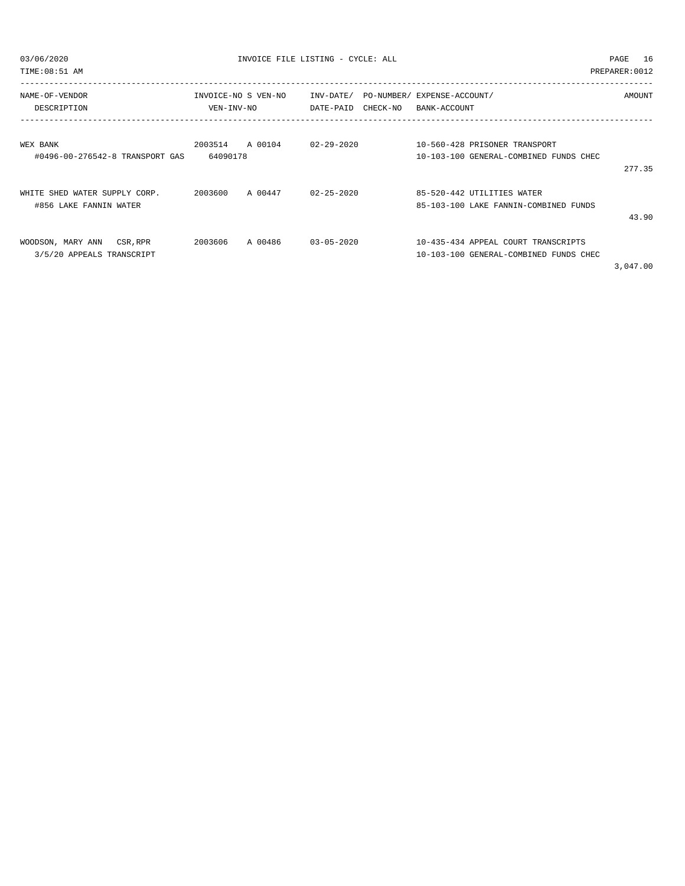INVOICE FILE LISTING - CYCLE: ALL

| NAME-OF-VENDOR<br>DESCRIPTION | INVOICE-NO S VEN-NO<br>VEN-INV-NO | INV-DATE/<br>DATE-PAID | PO-NUMBER/<br>CHECK-NO | EXPENSE-ACCOUNT/<br>BANK-ACCOUNT | AMOUNT |
|---|---|---|---|---|---|
| WEX BANK<br>#0496-00-276542-8 TRANSPORT GAS | 2003514 A 00104<br>64090178 | 02-29-2020 | | 10-560-428 PRISONER TRANSPORT<br>10-103-100 GENERAL-COMBINED FUNDS CHEC | 277.35 |
| WHITE SHED WATER SUPPLY CORP.<br>#856 LAKE FANNIN WATER | 2003600 A 00447 | 02-25-2020 | | 85-520-442 UTILITIES WATER<br>85-103-100 LAKE FANNIN-COMBINED FUNDS | 43.90 |
| WOODSON, MARY ANN CSR,RPR<br>3/5/20 APPEALS TRANSCRIPT | 2003606 A 00486 | 03-05-2020 | | 10-435-434 APPEAL COURT TRANSCRIPTS<br>10-103-100 GENERAL-COMBINED FUNDS CHEC | 3,047.00 |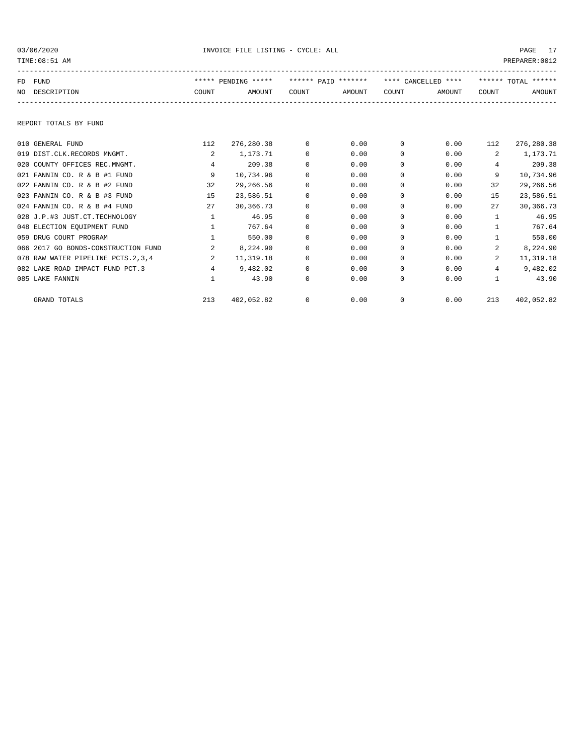03/06/2020 INVOICE FILE LISTING - CYCLE: ALL

TIME:08:51 AM PREPARER:0012

| FD NO | FUND DESCRIPTION | ***** PENDING ***** COUNT | AMOUNT | ****** PAID ******* COUNT | AMOUNT | **** CANCELLED **** COUNT | AMOUNT | ****** TOTAL ****** COUNT | AMOUNT |
|---|---|---|---|---|---|---|---|---|---|

REPORT TOTALS BY FUND

| FD NO | FUND DESCRIPTION | PENDING COUNT | PENDING AMOUNT | PAID COUNT | PAID AMOUNT | CANCELLED COUNT | CANCELLED AMOUNT | TOTAL COUNT | TOTAL AMOUNT |
|---|---|---|---|---|---|---|---|---|---|
| 010 | GENERAL FUND | 112 | 276,280.38 | 0 | 0.00 | 0 | 0.00 | 112 | 276,280.38 |
| 019 | DIST.CLK.RECORDS MNGMT. | 2 | 1,173.71 | 0 | 0.00 | 0 | 0.00 | 2 | 1,173.71 |
| 020 | COUNTY OFFICES REC.MNGMT. | 4 | 209.38 | 0 | 0.00 | 0 | 0.00 | 4 | 209.38 |
| 021 | FANNIN CO. R & B #1 FUND | 9 | 10,734.96 | 0 | 0.00 | 0 | 0.00 | 9 | 10,734.96 |
| 022 | FANNIN CO. R & B #2 FUND | 32 | 29,266.56 | 0 | 0.00 | 0 | 0.00 | 32 | 29,266.56 |
| 023 | FANNIN CO. R & B #3 FUND | 15 | 23,586.51 | 0 | 0.00 | 0 | 0.00 | 15 | 23,586.51 |
| 024 | FANNIN CO. R & B #4 FUND | 27 | 30,366.73 | 0 | 0.00 | 0 | 0.00 | 27 | 30,366.73 |
| 028 | J.P.#3 JUST.CT.TECHNOLOGY | 1 | 46.95 | 0 | 0.00 | 0 | 0.00 | 1 | 46.95 |
| 048 | ELECTION EQUIPMENT FUND | 1 | 767.64 | 0 | 0.00 | 0 | 0.00 | 1 | 767.64 |
| 059 | DRUG COURT PROGRAM | 1 | 550.00 | 0 | 0.00 | 0 | 0.00 | 1 | 550.00 |
| 066 | 2017 GO BONDS-CONSTRUCTION FUND | 2 | 8,224.90 | 0 | 0.00 | 0 | 0.00 | 2 | 8,224.90 |
| 078 | RAW WATER PIPELINE PCTS.2,3,4 | 2 | 11,319.18 | 0 | 0.00 | 0 | 0.00 | 2 | 11,319.18 |
| 082 | LAKE ROAD IMPACT FUND PCT.3 | 4 | 9,482.02 | 0 | 0.00 | 0 | 0.00 | 4 | 9,482.02 |
| 085 | LAKE FANNIN | 1 | 43.90 | 0 | 0.00 | 0 | 0.00 | 1 | 43.90 |
| | GRAND TOTALS | 213 | 402,052.82 | 0 | 0.00 | 0 | 0.00 | 213 | 402,052.82 |